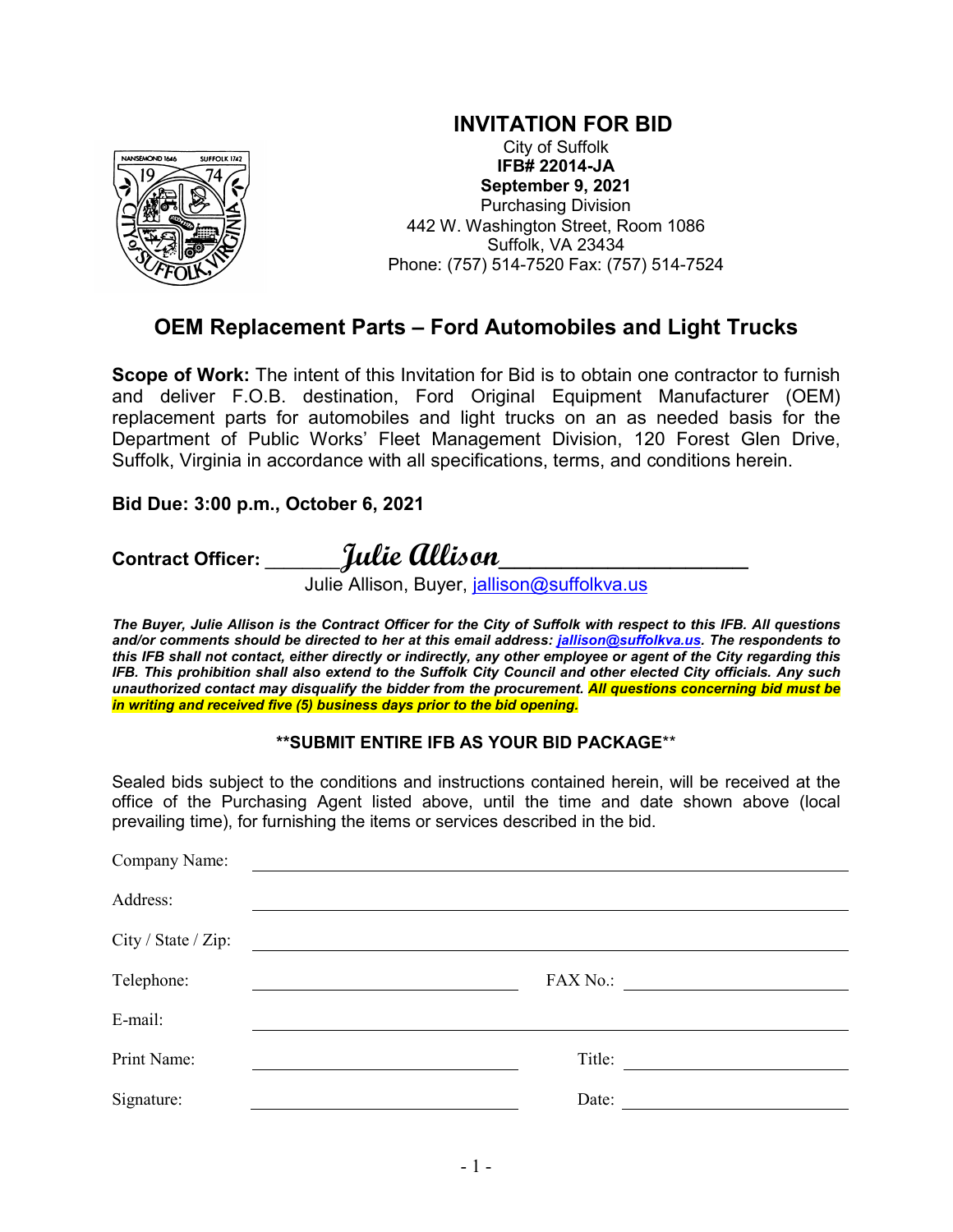# INVITATION FOR BID

City of Suffolk
**IFB# 22014-JA**
**September 9, 2021**
Purchasing Division
442 W. Washington Street, Room 1086
Suffolk, VA 23434
Phone: (757) 514-7520 Fax: (757) 514-7524

## OEM Replacement Parts – Ford Automobiles and Light Trucks

**Scope of Work:** The intent of this Invitation for Bid is to obtain one contractor to furnish and deliver F.O.B. destination, Ford Original Equipment Manufacturer (OEM) replacement parts for automobiles and light trucks on an as needed basis for the Department of Public Works' Fleet Management Division, 120 Forest Glen Drive, Suffolk, Virginia in accordance with all specifications, terms, and conditions herein.

**Bid Due: 3:00 p.m., October 6, 2021**

**Contract Officer:** ______*Julie Allison*____________________
Julie Allison, Buyer, jallison@suffolkva.us

***The Buyer, Julie Allison is the Contract Officer for the City of Suffolk with respect to this IFB. All questions and/or comments should be directed to her at this email address: jallison@suffolkva.us. The respondents to this IFB shall not contact, either directly or indirectly, any other employee or agent of the City regarding this IFB. This prohibition shall also extend to the Suffolk City Council and other elected City officials. Any such unauthorized contact may disqualify the bidder from the procurement. All questions concerning bid must be in writing and received five (5) business days prior to the bid opening.***

**\*\*SUBMIT ENTIRE IFB AS YOUR BID PACKAGE\*\***

Sealed bids subject to the conditions and instructions contained herein, will be received at the office of the Purchasing Agent listed above, until the time and date shown above (local prevailing time), for furnishing the items or services described in the bid.

Company Name: ______________________________

Address: ______________________________

City / State / Zip: ______________________________

Telephone: ______________________ FAX No.: ______________________

E-mail: ______________________________

Print Name: ______________________ Title: ______________________

Signature: ______________________ Date: ______________________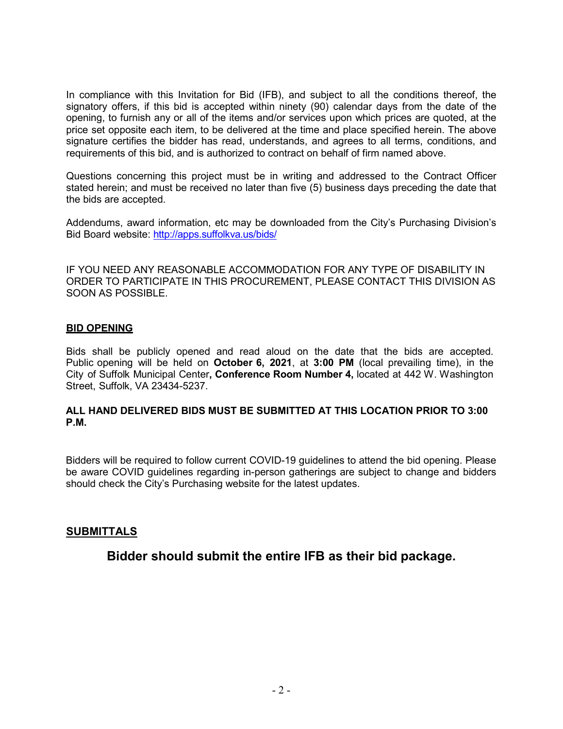In compliance with this Invitation for Bid (IFB), and subject to all the conditions thereof, the signatory offers, if this bid is accepted within ninety (90) calendar days from the date of the opening, to furnish any or all of the items and/or services upon which prices are quoted, at the price set opposite each item, to be delivered at the time and place specified herein. The above signature certifies the bidder has read, understands, and agrees to all terms, conditions, and requirements of this bid, and is authorized to contract on behalf of firm named above.

Questions concerning this project must be in writing and addressed to the Contract Officer stated herein; and must be received no later than five (5) business days preceding the date that the bids are accepted.

Addendums, award information, etc may be downloaded from the City's Purchasing Division's Bid Board website: http://apps.suffolkva.us/bids/

IF YOU NEED ANY REASONABLE ACCOMMODATION FOR ANY TYPE OF DISABILITY IN ORDER TO PARTICIPATE IN THIS PROCUREMENT, PLEASE CONTACT THIS DIVISION AS SOON AS POSSIBLE.

## BID OPENING

Bids shall be publicly opened and read aloud on the date that the bids are accepted. Public opening will be held on **October 6, 2021**, at **3:00 PM** (local prevailing time), in the City of Suffolk Municipal Center**, Conference Room Number 4,** located at 442 W. Washington Street, Suffolk, VA 23434-5237.

**ALL HAND DELIVERED BIDS MUST BE SUBMITTED AT THIS LOCATION PRIOR TO 3:00 P.M.**

Bidders will be required to follow current COVID-19 guidelines to attend the bid opening. Please be aware COVID guidelines regarding in-person gatherings are subject to change and bidders should check the City's Purchasing website for the latest updates.

## SUBMITTALS

**Bidder should submit the entire IFB as their bid package.**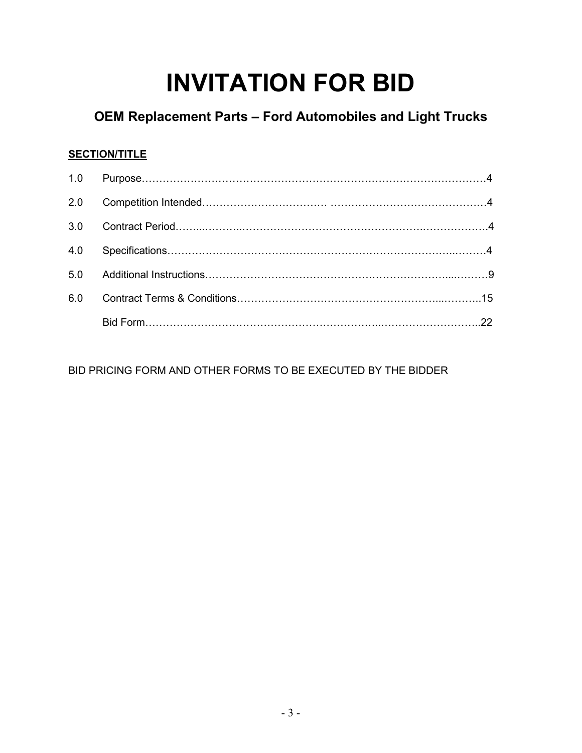# INVITATION FOR BID

## OEM Replacement Parts – Ford Automobiles and Light Trucks

**SECTION/TITLE**

| | | |
|---|---|---|
| 1.0 | Purpose | 4 |
| 2.0 | Competition Intended | 4 |
| 3.0 | Contract Period | 4 |
| 4.0 | Specifications | 4 |
| 5.0 | Additional Instructions | 9 |
| 6.0 | Contract Terms & Conditions | 15 |
| | Bid Form | 22 |

BID PRICING FORM AND OTHER FORMS TO BE EXECUTED BY THE BIDDER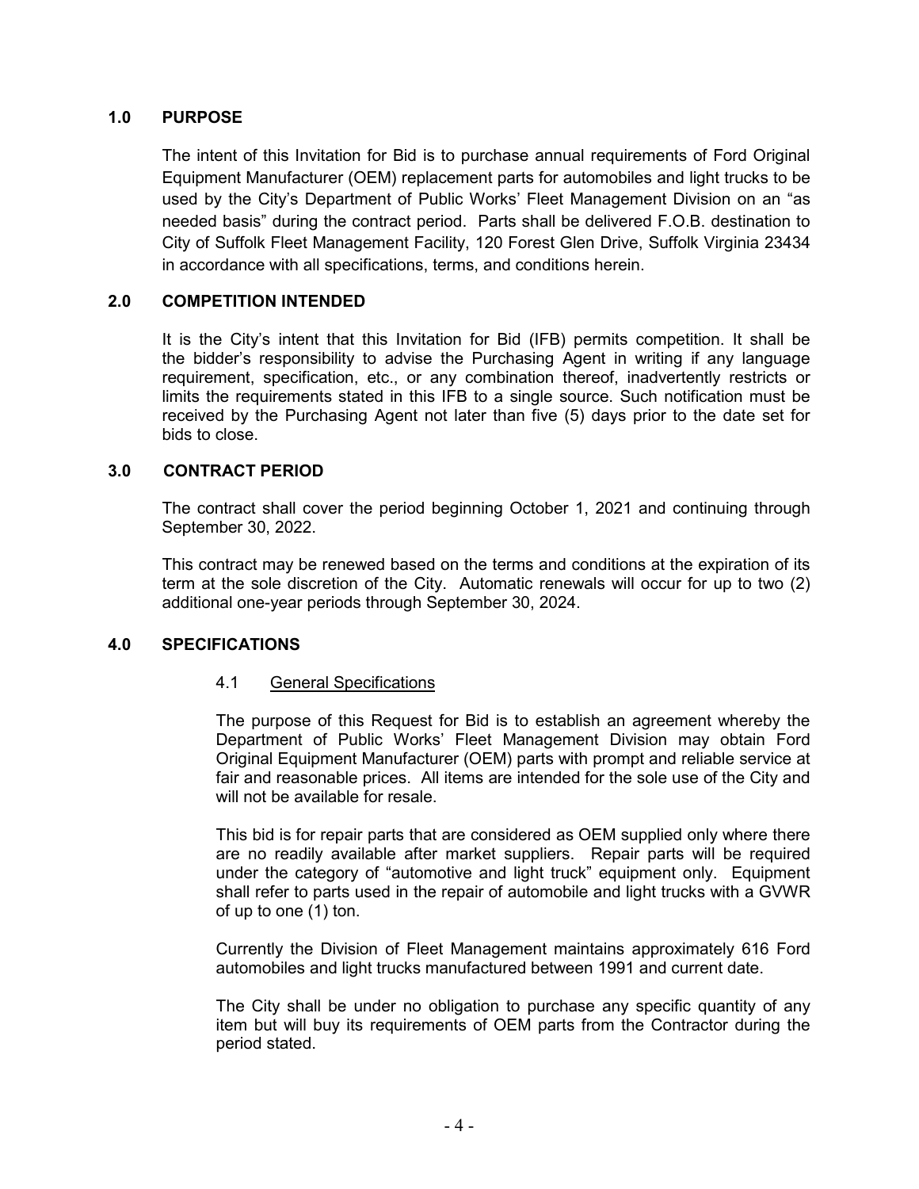## 1.0 PURPOSE

The intent of this Invitation for Bid is to purchase annual requirements of Ford Original Equipment Manufacturer (OEM) replacement parts for automobiles and light trucks to be used by the City's Department of Public Works' Fleet Management Division on an "as needed basis" during the contract period. Parts shall be delivered F.O.B. destination to City of Suffolk Fleet Management Facility, 120 Forest Glen Drive, Suffolk Virginia 23434 in accordance with all specifications, terms, and conditions herein.

## 2.0 COMPETITION INTENDED

It is the City's intent that this Invitation for Bid (IFB) permits competition. It shall be the bidder's responsibility to advise the Purchasing Agent in writing if any language requirement, specification, etc., or any combination thereof, inadvertently restricts or limits the requirements stated in this IFB to a single source. Such notification must be received by the Purchasing Agent not later than five (5) days prior to the date set for bids to close.

## 3.0 CONTRACT PERIOD

The contract shall cover the period beginning October 1, 2021 and continuing through September 30, 2022.

This contract may be renewed based on the terms and conditions at the expiration of its term at the sole discretion of the City. Automatic renewals will occur for up to two (2) additional one-year periods through September 30, 2024.

## 4.0 SPECIFICATIONS

### 4.1 General Specifications

The purpose of this Request for Bid is to establish an agreement whereby the Department of Public Works' Fleet Management Division may obtain Ford Original Equipment Manufacturer (OEM) parts with prompt and reliable service at fair and reasonable prices. All items are intended for the sole use of the City and will not be available for resale.

This bid is for repair parts that are considered as OEM supplied only where there are no readily available after market suppliers. Repair parts will be required under the category of "automotive and light truck" equipment only. Equipment shall refer to parts used in the repair of automobile and light trucks with a GVWR of up to one (1) ton.

Currently the Division of Fleet Management maintains approximately 616 Ford automobiles and light trucks manufactured between 1991 and current date.

The City shall be under no obligation to purchase any specific quantity of any item but will buy its requirements of OEM parts from the Contractor during the period stated.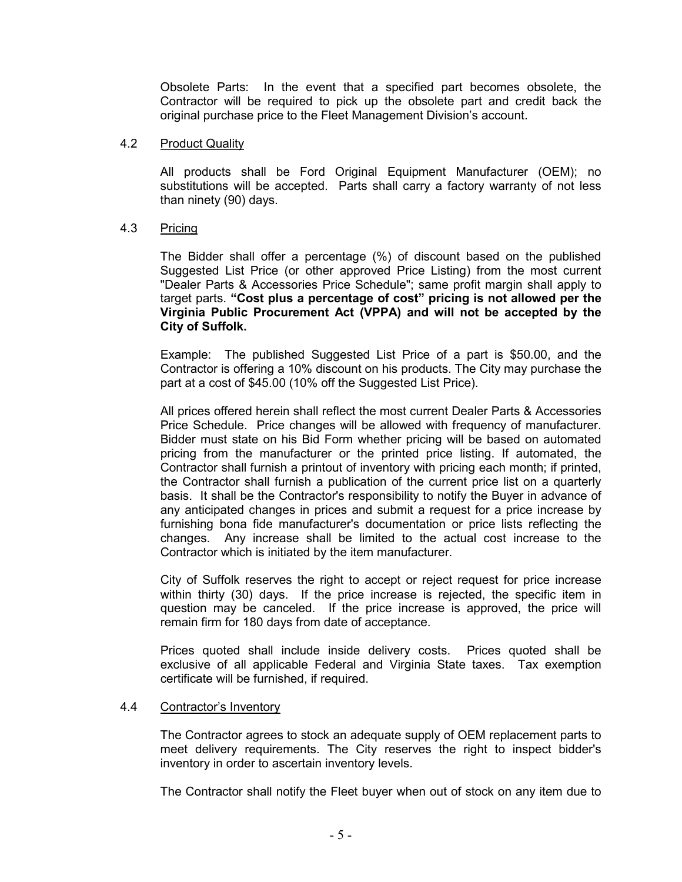Obsolete Parts: In the event that a specified part becomes obsolete, the Contractor will be required to pick up the obsolete part and credit back the original purchase price to the Fleet Management Division's account.

### 4.2 Product Quality

All products shall be Ford Original Equipment Manufacturer (OEM); no substitutions will be accepted. Parts shall carry a factory warranty of not less than ninety (90) days.

### 4.3 Pricing

The Bidder shall offer a percentage (%) of discount based on the published Suggested List Price (or other approved Price Listing) from the most current "Dealer Parts & Accessories Price Schedule"; same profit margin shall apply to target parts. **"Cost plus a percentage of cost" pricing is not allowed per the Virginia Public Procurement Act (VPPA) and will not be accepted by the City of Suffolk.**

Example: The published Suggested List Price of a part is $50.00, and the Contractor is offering a 10% discount on his products. The City may purchase the part at a cost of $45.00 (10% off the Suggested List Price).

All prices offered herein shall reflect the most current Dealer Parts & Accessories Price Schedule. Price changes will be allowed with frequency of manufacturer. Bidder must state on his Bid Form whether pricing will be based on automated pricing from the manufacturer or the printed price listing. If automated, the Contractor shall furnish a printout of inventory with pricing each month; if printed, the Contractor shall furnish a publication of the current price list on a quarterly basis. It shall be the Contractor's responsibility to notify the Buyer in advance of any anticipated changes in prices and submit a request for a price increase by furnishing bona fide manufacturer's documentation or price lists reflecting the changes. Any increase shall be limited to the actual cost increase to the Contractor which is initiated by the item manufacturer.

City of Suffolk reserves the right to accept or reject request for price increase within thirty (30) days. If the price increase is rejected, the specific item in question may be canceled. If the price increase is approved, the price will remain firm for 180 days from date of acceptance.

Prices quoted shall include inside delivery costs. Prices quoted shall be exclusive of all applicable Federal and Virginia State taxes. Tax exemption certificate will be furnished, if required.

### 4.4 Contractor's Inventory

The Contractor agrees to stock an adequate supply of OEM replacement parts to meet delivery requirements. The City reserves the right to inspect bidder's inventory in order to ascertain inventory levels.

The Contractor shall notify the Fleet buyer when out of stock on any item due to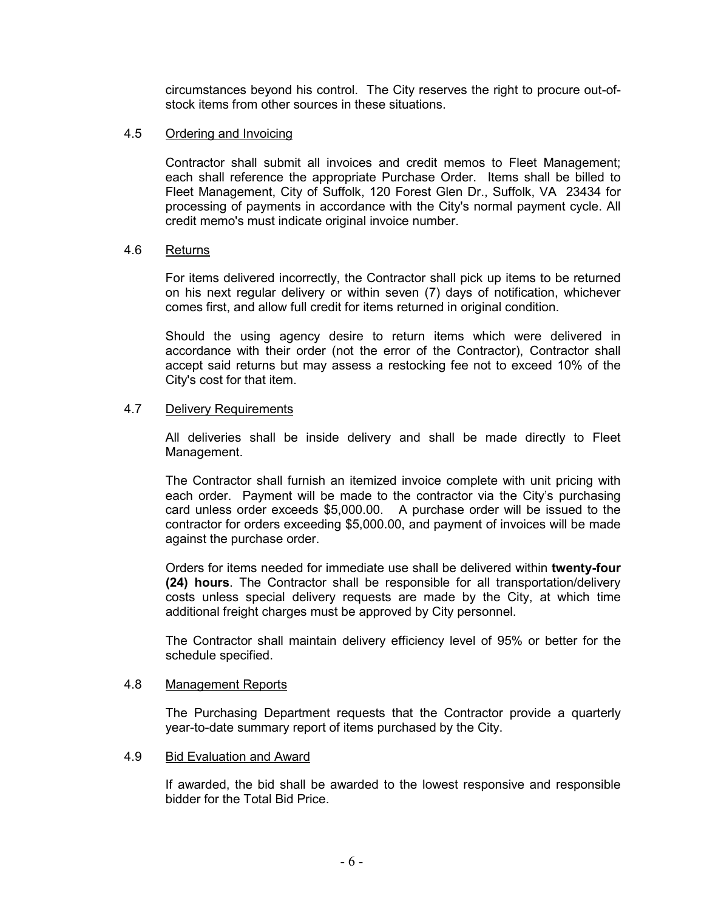circumstances beyond his control. The City reserves the right to procure out-of-stock items from other sources in these situations.

### 4.5 Ordering and Invoicing

Contractor shall submit all invoices and credit memos to Fleet Management; each shall reference the appropriate Purchase Order. Items shall be billed to Fleet Management, City of Suffolk, 120 Forest Glen Dr., Suffolk, VA 23434 for processing of payments in accordance with the City's normal payment cycle. All credit memo's must indicate original invoice number.

### 4.6 Returns

For items delivered incorrectly, the Contractor shall pick up items to be returned on his next regular delivery or within seven (7) days of notification, whichever comes first, and allow full credit for items returned in original condition.

Should the using agency desire to return items which were delivered in accordance with their order (not the error of the Contractor), Contractor shall accept said returns but may assess a restocking fee not to exceed 10% of the City's cost for that item.

### 4.7 Delivery Requirements

All deliveries shall be inside delivery and shall be made directly to Fleet Management.

The Contractor shall furnish an itemized invoice complete with unit pricing with each order. Payment will be made to the contractor via the City's purchasing card unless order exceeds $5,000.00. A purchase order will be issued to the contractor for orders exceeding $5,000.00, and payment of invoices will be made against the purchase order.

Orders for items needed for immediate use shall be delivered within **twenty-four (24) hours**. The Contractor shall be responsible for all transportation/delivery costs unless special delivery requests are made by the City, at which time additional freight charges must be approved by City personnel.

The Contractor shall maintain delivery efficiency level of 95% or better for the schedule specified.

### 4.8 Management Reports

The Purchasing Department requests that the Contractor provide a quarterly year-to-date summary report of items purchased by the City.

### 4.9 Bid Evaluation and Award

If awarded, the bid shall be awarded to the lowest responsive and responsible bidder for the Total Bid Price.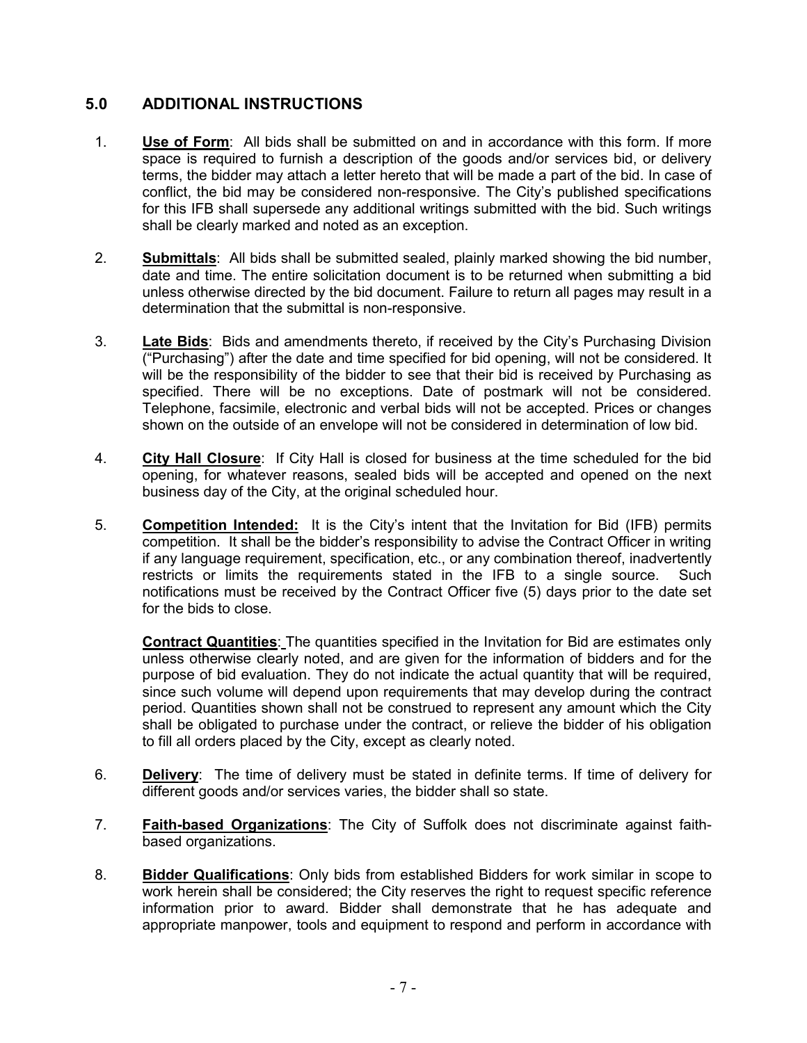## 5.0 ADDITIONAL INSTRUCTIONS

1. **Use of Form**: All bids shall be submitted on and in accordance with this form. If more space is required to furnish a description of the goods and/or services bid, or delivery terms, the bidder may attach a letter hereto that will be made a part of the bid. In case of conflict, the bid may be considered non-responsive. The City's published specifications for this IFB shall supersede any additional writings submitted with the bid. Such writings shall be clearly marked and noted as an exception.

2. **Submittals**: All bids shall be submitted sealed, plainly marked showing the bid number, date and time. The entire solicitation document is to be returned when submitting a bid unless otherwise directed by the bid document. Failure to return all pages may result in a determination that the submittal is non-responsive.

3. **Late Bids**: Bids and amendments thereto, if received by the City's Purchasing Division ("Purchasing") after the date and time specified for bid opening, will not be considered. It will be the responsibility of the bidder to see that their bid is received by Purchasing as specified. There will be no exceptions. Date of postmark will not be considered. Telephone, facsimile, electronic and verbal bids will not be accepted. Prices or changes shown on the outside of an envelope will not be considered in determination of low bid.

4. **City Hall Closure**: If City Hall is closed for business at the time scheduled for the bid opening, for whatever reasons, sealed bids will be accepted and opened on the next business day of the City, at the original scheduled hour.

5. **Competition Intended:** It is the City's intent that the Invitation for Bid (IFB) permits competition. It shall be the bidder's responsibility to advise the Contract Officer in writing if any language requirement, specification, etc., or any combination thereof, inadvertently restricts or limits the requirements stated in the IFB to a single source. Such notifications must be received by the Contract Officer five (5) days prior to the date set for the bids to close.

   **Contract Quantities**: The quantities specified in the Invitation for Bid are estimates only unless otherwise clearly noted, and are given for the information of bidders and for the purpose of bid evaluation. They do not indicate the actual quantity that will be required, since such volume will depend upon requirements that may develop during the contract period. Quantities shown shall not be construed to represent any amount which the City shall be obligated to purchase under the contract, or relieve the bidder of his obligation to fill all orders placed by the City, except as clearly noted.

6. **Delivery**: The time of delivery must be stated in definite terms. If time of delivery for different goods and/or services varies, the bidder shall so state.

7. **Faith-based Organizations**: The City of Suffolk does not discriminate against faith-based organizations.

8. **Bidder Qualifications**: Only bids from established Bidders for work similar in scope to work herein shall be considered; the City reserves the right to request specific reference information prior to award. Bidder shall demonstrate that he has adequate and appropriate manpower, tools and equipment to respond and perform in accordance with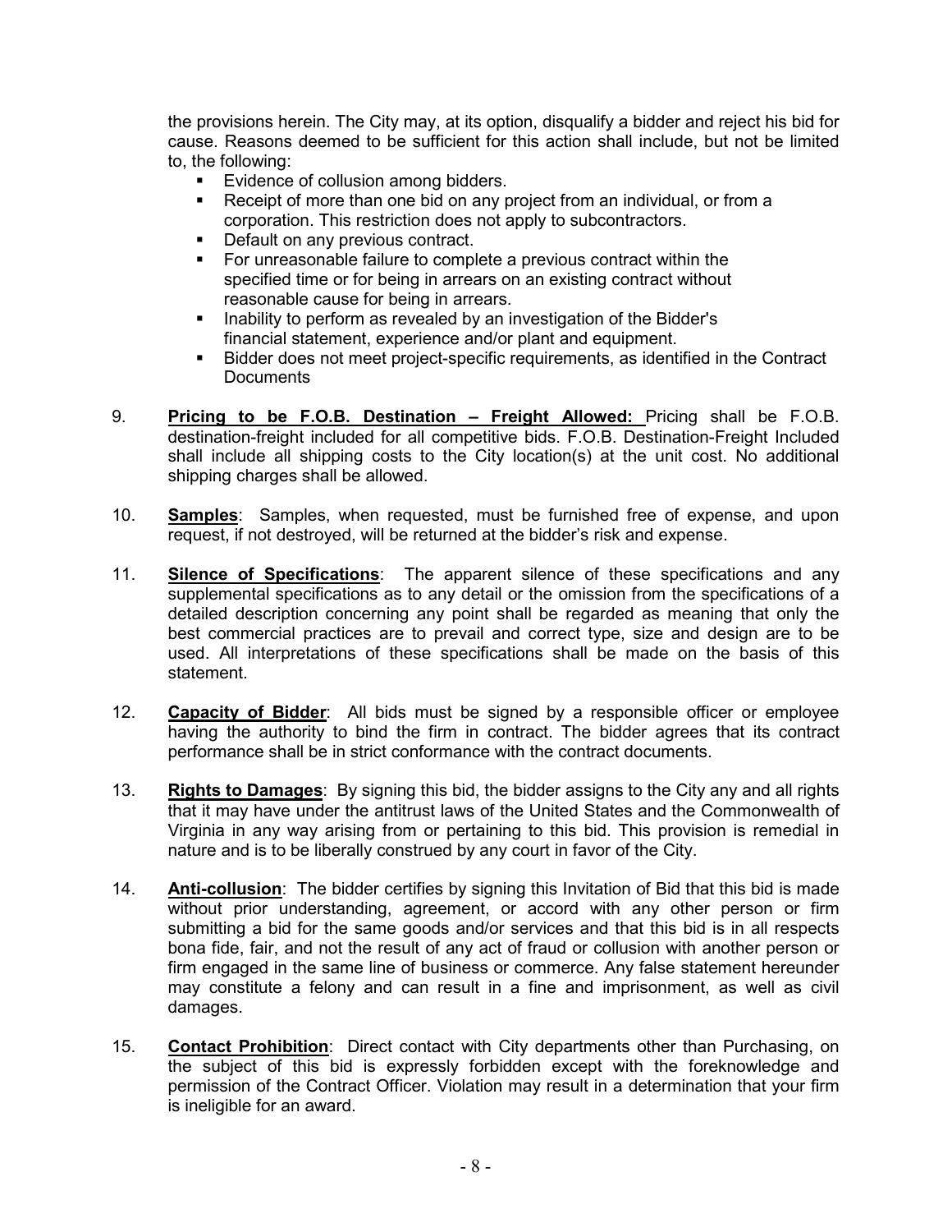the provisions herein. The City may, at its option, disqualify a bidder and reject his bid for cause. Reasons deemed to be sufficient for this action shall include, but not be limited to, the following:

- Evidence of collusion among bidders.
- Receipt of more than one bid on any project from an individual, or from a corporation. This restriction does not apply to subcontractors.
- Default on any previous contract.
- For unreasonable failure to complete a previous contract within the specified time or for being in arrears on an existing contract without reasonable cause for being in arrears.
- Inability to perform as revealed by an investigation of the Bidder's financial statement, experience and/or plant and equipment.
- Bidder does not meet project-specific requirements, as identified in the Contract Documents

9. **Pricing to be F.O.B. Destination – Freight Allowed:** Pricing shall be F.O.B. destination-freight included for all competitive bids. F.O.B. Destination-Freight Included shall include all shipping costs to the City location(s) at the unit cost. No additional shipping charges shall be allowed.

10. **Samples**: Samples, when requested, must be furnished free of expense, and upon request, if not destroyed, will be returned at the bidder's risk and expense.

11. **Silence of Specifications**: The apparent silence of these specifications and any supplemental specifications as to any detail or the omission from the specifications of a detailed description concerning any point shall be regarded as meaning that only the best commercial practices are to prevail and correct type, size and design are to be used. All interpretations of these specifications shall be made on the basis of this statement.

12. **Capacity of Bidder**: All bids must be signed by a responsible officer or employee having the authority to bind the firm in contract. The bidder agrees that its contract performance shall be in strict conformance with the contract documents.

13. **Rights to Damages**: By signing this bid, the bidder assigns to the City any and all rights that it may have under the antitrust laws of the United States and the Commonwealth of Virginia in any way arising from or pertaining to this bid. This provision is remedial in nature and is to be liberally construed by any court in favor of the City.

14. **Anti-collusion**: The bidder certifies by signing this Invitation of Bid that this bid is made without prior understanding, agreement, or accord with any other person or firm submitting a bid for the same goods and/or services and that this bid is in all respects bona fide, fair, and not the result of any act of fraud or collusion with another person or firm engaged in the same line of business or commerce. Any false statement hereunder may constitute a felony and can result in a fine and imprisonment, as well as civil damages.

15. **Contact Prohibition**: Direct contact with City departments other than Purchasing, on the subject of this bid is expressly forbidden except with the foreknowledge and permission of the Contract Officer. Violation may result in a determination that your firm is ineligible for an award.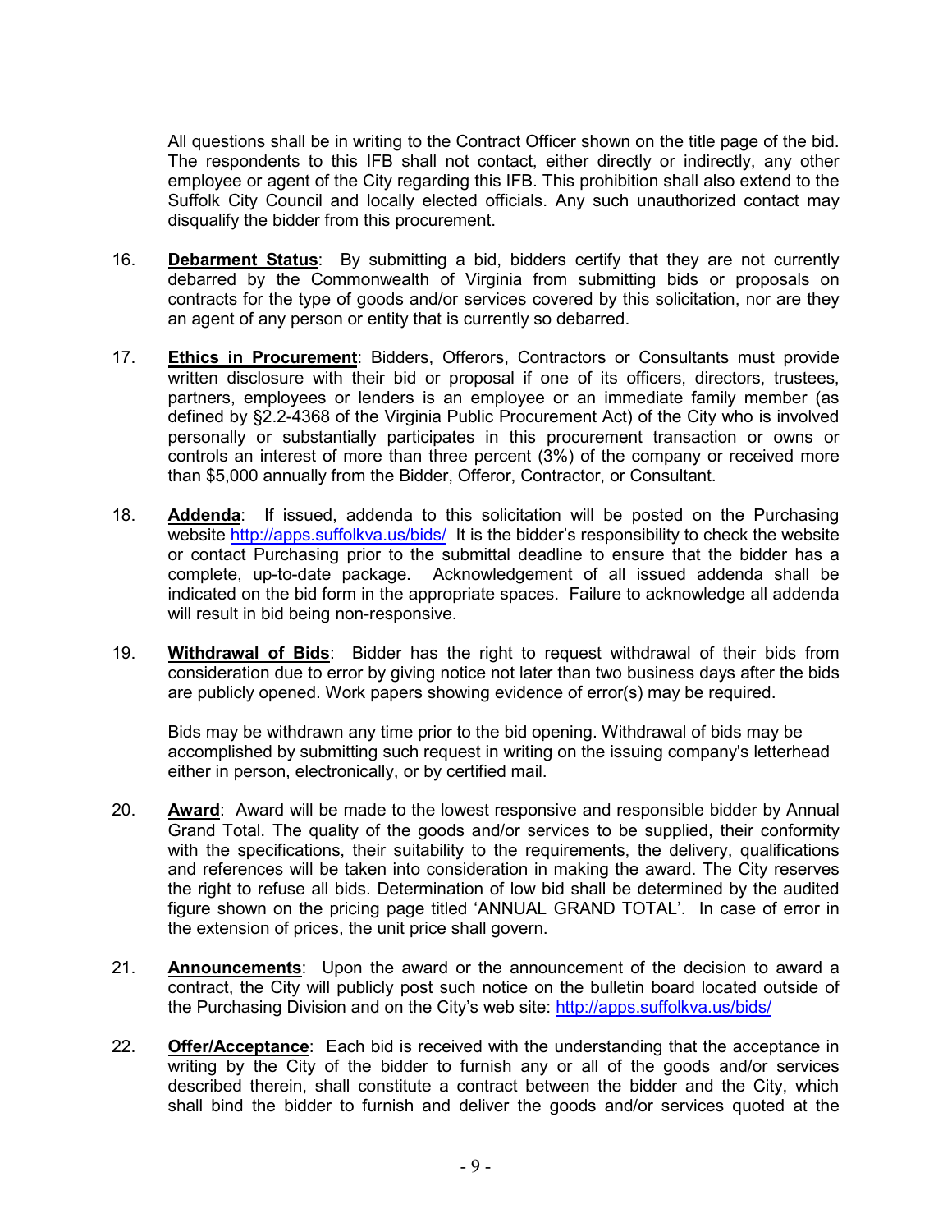All questions shall be in writing to the Contract Officer shown on the title page of the bid. The respondents to this IFB shall not contact, either directly or indirectly, any other employee or agent of the City regarding this IFB. This prohibition shall also extend to the Suffolk City Council and locally elected officials. Any such unauthorized contact may disqualify the bidder from this procurement.

16. **Debarment Status**: By submitting a bid, bidders certify that they are not currently debarred by the Commonwealth of Virginia from submitting bids or proposals on contracts for the type of goods and/or services covered by this solicitation, nor are they an agent of any person or entity that is currently so debarred.

17. **Ethics in Procurement**: Bidders, Offerors, Contractors or Consultants must provide written disclosure with their bid or proposal if one of its officers, directors, trustees, partners, employees or lenders is an employee or an immediate family member (as defined by §2.2-4368 of the Virginia Public Procurement Act) of the City who is involved personally or substantially participates in this procurement transaction or owns or controls an interest of more than three percent (3%) of the company or received more than $5,000 annually from the Bidder, Offeror, Contractor, or Consultant.

18. **Addenda**: If issued, addenda to this solicitation will be posted on the Purchasing website http://apps.suffolkva.us/bids/ It is the bidder's responsibility to check the website or contact Purchasing prior to the submittal deadline to ensure that the bidder has a complete, up-to-date package. Acknowledgement of all issued addenda shall be indicated on the bid form in the appropriate spaces. Failure to acknowledge all addenda will result in bid being non-responsive.

19. **Withdrawal of Bids**: Bidder has the right to request withdrawal of their bids from consideration due to error by giving notice not later than two business days after the bids are publicly opened. Work papers showing evidence of error(s) may be required.

    Bids may be withdrawn any time prior to the bid opening. Withdrawal of bids may be accomplished by submitting such request in writing on the issuing company's letterhead either in person, electronically, or by certified mail.

20. **Award**: Award will be made to the lowest responsive and responsible bidder by Annual Grand Total. The quality of the goods and/or services to be supplied, their conformity with the specifications, their suitability to the requirements, the delivery, qualifications and references will be taken into consideration in making the award. The City reserves the right to refuse all bids. Determination of low bid shall be determined by the audited figure shown on the pricing page titled 'ANNUAL GRAND TOTAL'. In case of error in the extension of prices, the unit price shall govern.

21. **Announcements**: Upon the award or the announcement of the decision to award a contract, the City will publicly post such notice on the bulletin board located outside of the Purchasing Division and on the City's web site: http://apps.suffolkva.us/bids/

22. **Offer/Acceptance**: Each bid is received with the understanding that the acceptance in writing by the City of the bidder to furnish any or all of the goods and/or services described therein, shall constitute a contract between the bidder and the City, which shall bind the bidder to furnish and deliver the goods and/or services quoted at the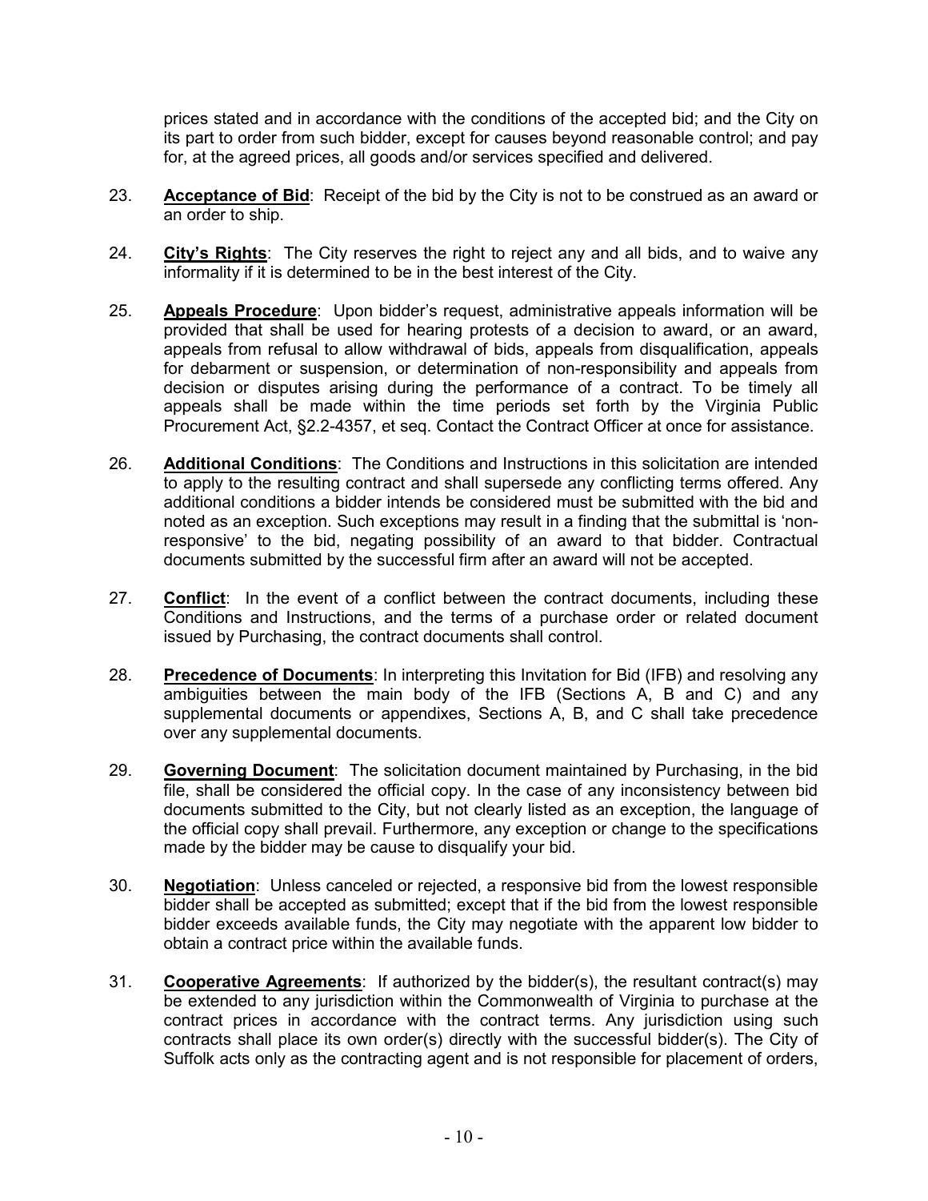prices stated and in accordance with the conditions of the accepted bid; and the City on its part to order from such bidder, except for causes beyond reasonable control; and pay for, at the agreed prices, all goods and/or services specified and delivered.

23. **Acceptance of Bid**: Receipt of the bid by the City is not to be construed as an award or an order to ship.

24. **City's Rights**: The City reserves the right to reject any and all bids, and to waive any informality if it is determined to be in the best interest of the City.

25. **Appeals Procedure**: Upon bidder's request, administrative appeals information will be provided that shall be used for hearing protests of a decision to award, or an award, appeals from refusal to allow withdrawal of bids, appeals from disqualification, appeals for debarment or suspension, or determination of non-responsibility and appeals from decision or disputes arising during the performance of a contract. To be timely all appeals shall be made within the time periods set forth by the Virginia Public Procurement Act, §2.2-4357, et seq. Contact the Contract Officer at once for assistance.

26. **Additional Conditions**: The Conditions and Instructions in this solicitation are intended to apply to the resulting contract and shall supersede any conflicting terms offered. Any additional conditions a bidder intends be considered must be submitted with the bid and noted as an exception. Such exceptions may result in a finding that the submittal is 'non-responsive' to the bid, negating possibility of an award to that bidder. Contractual documents submitted by the successful firm after an award will not be accepted.

27. **Conflict**: In the event of a conflict between the contract documents, including these Conditions and Instructions, and the terms of a purchase order or related document issued by Purchasing, the contract documents shall control.

28. **Precedence of Documents**: In interpreting this Invitation for Bid (IFB) and resolving any ambiguities between the main body of the IFB (Sections A, B and C) and any supplemental documents or appendixes, Sections A, B, and C shall take precedence over any supplemental documents.

29. **Governing Document**: The solicitation document maintained by Purchasing, in the bid file, shall be considered the official copy. In the case of any inconsistency between bid documents submitted to the City, but not clearly listed as an exception, the language of the official copy shall prevail. Furthermore, any exception or change to the specifications made by the bidder may be cause to disqualify your bid.

30. **Negotiation**: Unless canceled or rejected, a responsive bid from the lowest responsible bidder shall be accepted as submitted; except that if the bid from the lowest responsible bidder exceeds available funds, the City may negotiate with the apparent low bidder to obtain a contract price within the available funds.

31. **Cooperative Agreements**: If authorized by the bidder(s), the resultant contract(s) may be extended to any jurisdiction within the Commonwealth of Virginia to purchase at the contract prices in accordance with the contract terms. Any jurisdiction using such contracts shall place its own order(s) directly with the successful bidder(s). The City of Suffolk acts only as the contracting agent and is not responsible for placement of orders,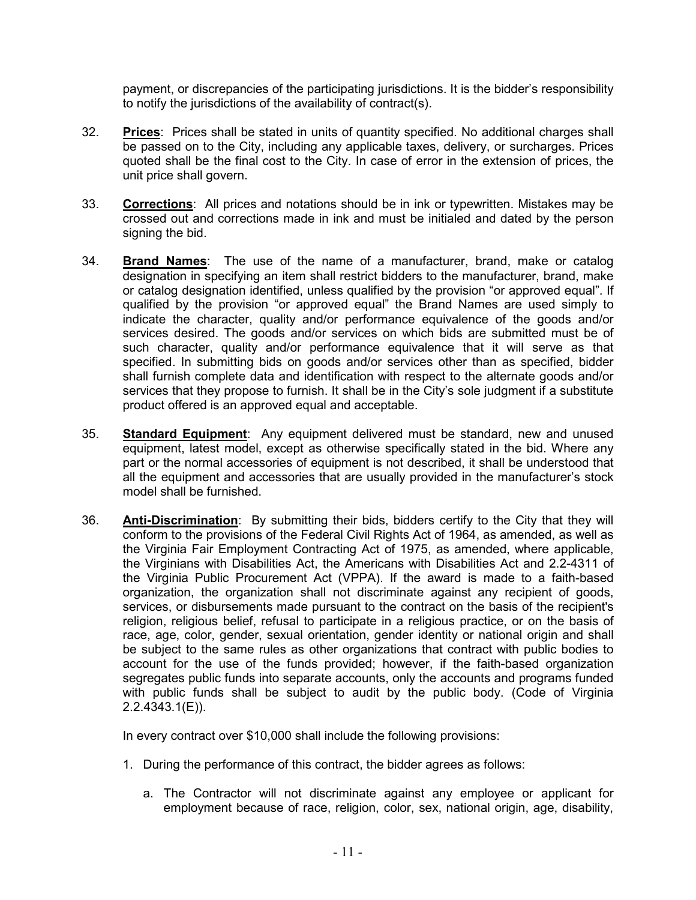payment, or discrepancies of the participating jurisdictions. It is the bidder's responsibility to notify the jurisdictions of the availability of contract(s).

32. **Prices**: Prices shall be stated in units of quantity specified. No additional charges shall be passed on to the City, including any applicable taxes, delivery, or surcharges. Prices quoted shall be the final cost to the City. In case of error in the extension of prices, the unit price shall govern.

33. **Corrections**: All prices and notations should be in ink or typewritten. Mistakes may be crossed out and corrections made in ink and must be initialed and dated by the person signing the bid.

34. **Brand Names**: The use of the name of a manufacturer, brand, make or catalog designation in specifying an item shall restrict bidders to the manufacturer, brand, make or catalog designation identified, unless qualified by the provision "or approved equal". If qualified by the provision "or approved equal" the Brand Names are used simply to indicate the character, quality and/or performance equivalence of the goods and/or services desired. The goods and/or services on which bids are submitted must be of such character, quality and/or performance equivalence that it will serve as that specified. In submitting bids on goods and/or services other than as specified, bidder shall furnish complete data and identification with respect to the alternate goods and/or services that they propose to furnish. It shall be in the City's sole judgment if a substitute product offered is an approved equal and acceptable.

35. **Standard Equipment**: Any equipment delivered must be standard, new and unused equipment, latest model, except as otherwise specifically stated in the bid. Where any part or the normal accessories of equipment is not described, it shall be understood that all the equipment and accessories that are usually provided in the manufacturer's stock model shall be furnished.

36. **Anti-Discrimination**: By submitting their bids, bidders certify to the City that they will conform to the provisions of the Federal Civil Rights Act of 1964, as amended, as well as the Virginia Fair Employment Contracting Act of 1975, as amended, where applicable, the Virginians with Disabilities Act, the Americans with Disabilities Act and 2.2-4311 of the Virginia Public Procurement Act (VPPA). If the award is made to a faith-based organization, the organization shall not discriminate against any recipient of goods, services, or disbursements made pursuant to the contract on the basis of the recipient's religion, religious belief, refusal to participate in a religious practice, or on the basis of race, age, color, gender, sexual orientation, gender identity or national origin and shall be subject to the same rules as other organizations that contract with public bodies to account for the use of the funds provided; however, if the faith-based organization segregates public funds into separate accounts, only the accounts and programs funded with public funds shall be subject to audit by the public body. (Code of Virginia 2.2.4343.1(E)).

    In every contract over $10,000 shall include the following provisions:

    1. During the performance of this contract, the bidder agrees as follows:

        a. The Contractor will not discriminate against any employee or applicant for employment because of race, religion, color, sex, national origin, age, disability,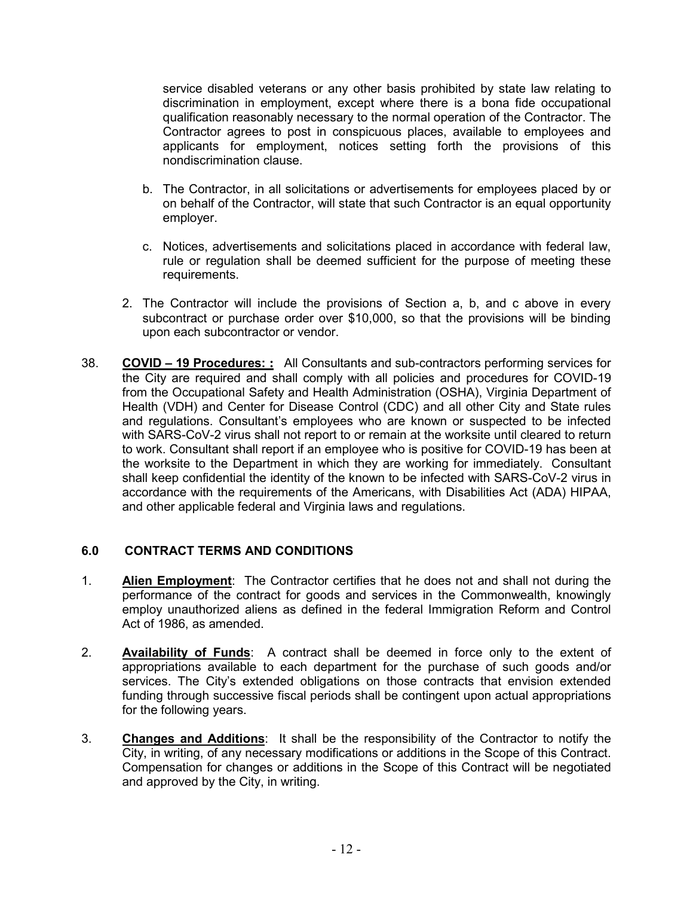service disabled veterans or any other basis prohibited by state law relating to discrimination in employment, except where there is a bona fide occupational qualification reasonably necessary to the normal operation of the Contractor. The Contractor agrees to post in conspicuous places, available to employees and applicants for employment, notices setting forth the provisions of this nondiscrimination clause.

b. The Contractor, in all solicitations or advertisements for employees placed by or on behalf of the Contractor, will state that such Contractor is an equal opportunity employer.

c. Notices, advertisements and solicitations placed in accordance with federal law, rule or regulation shall be deemed sufficient for the purpose of meeting these requirements.

2. The Contractor will include the provisions of Section a, b, and c above in every subcontract or purchase order over $10,000, so that the provisions will be binding upon each subcontractor or vendor.

38. **COVID – 19 Procedures: :** All Consultants and sub-contractors performing services for the City are required and shall comply with all policies and procedures for COVID-19 from the Occupational Safety and Health Administration (OSHA), Virginia Department of Health (VDH) and Center for Disease Control (CDC) and all other City and State rules and regulations. Consultant's employees who are known or suspected to be infected with SARS-CoV-2 virus shall not report to or remain at the worksite until cleared to return to work. Consultant shall report if an employee who is positive for COVID-19 has been at the worksite to the Department in which they are working for immediately. Consultant shall keep confidential the identity of the known to be infected with SARS-CoV-2 virus in accordance with the requirements of the Americans, with Disabilities Act (ADA) HIPAA, and other applicable federal and Virginia laws and regulations.

## 6.0 CONTRACT TERMS AND CONDITIONS

1. **Alien Employment**: The Contractor certifies that he does not and shall not during the performance of the contract for goods and services in the Commonwealth, knowingly employ unauthorized aliens as defined in the federal Immigration Reform and Control Act of 1986, as amended.

2. **Availability of Funds**: A contract shall be deemed in force only to the extent of appropriations available to each department for the purchase of such goods and/or services. The City's extended obligations on those contracts that envision extended funding through successive fiscal periods shall be contingent upon actual appropriations for the following years.

3. **Changes and Additions**: It shall be the responsibility of the Contractor to notify the City, in writing, of any necessary modifications or additions in the Scope of this Contract. Compensation for changes or additions in the Scope of this Contract will be negotiated and approved by the City, in writing.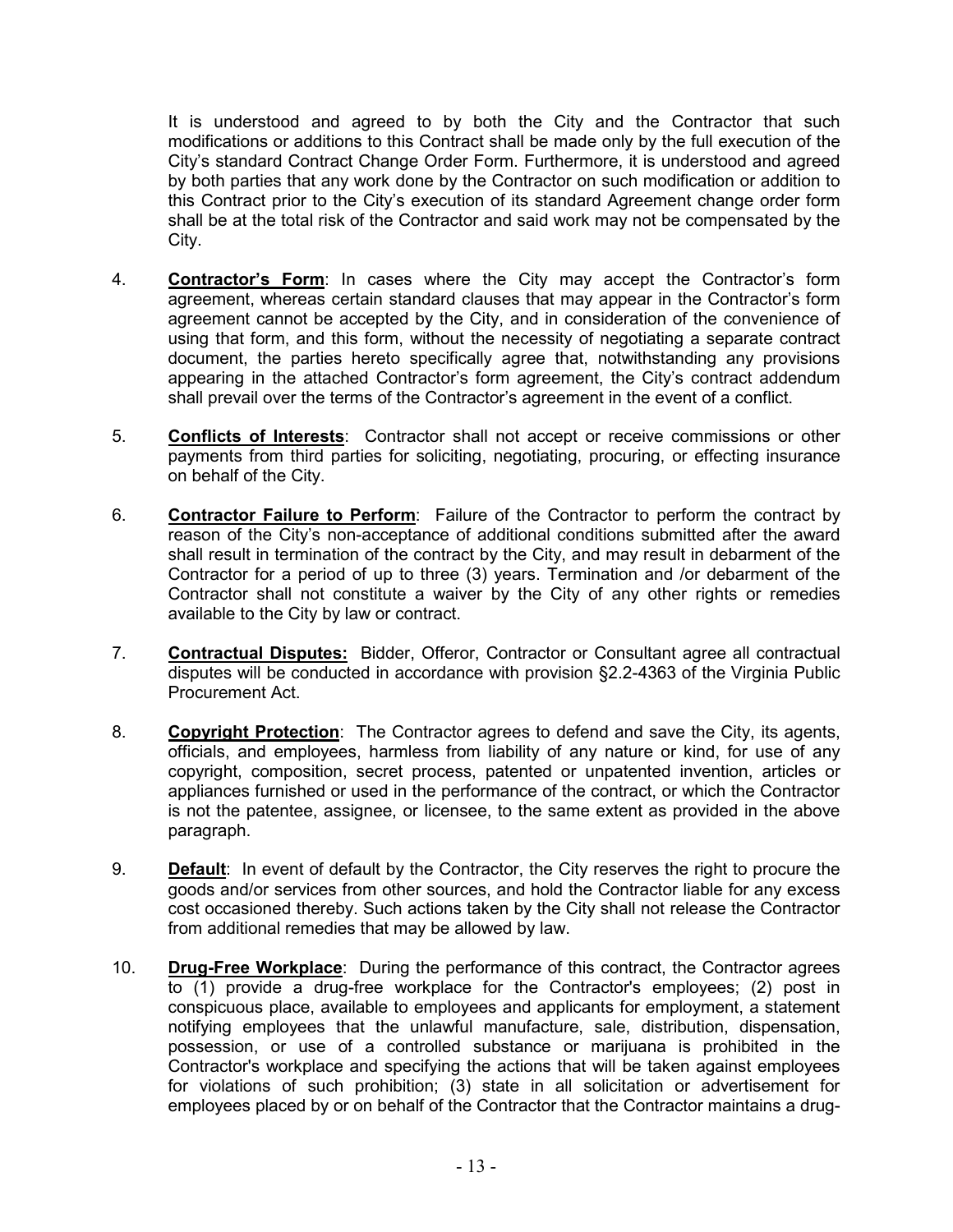It is understood and agreed to by both the City and the Contractor that such modifications or additions to this Contract shall be made only by the full execution of the City's standard Contract Change Order Form. Furthermore, it is understood and agreed by both parties that any work done by the Contractor on such modification or addition to this Contract prior to the City's execution of its standard Agreement change order form shall be at the total risk of the Contractor and said work may not be compensated by the City.

4. **Contractor's Form**: In cases where the City may accept the Contractor's form agreement, whereas certain standard clauses that may appear in the Contractor's form agreement cannot be accepted by the City, and in consideration of the convenience of using that form, and this form, without the necessity of negotiating a separate contract document, the parties hereto specifically agree that, notwithstanding any provisions appearing in the attached Contractor's form agreement, the City's contract addendum shall prevail over the terms of the Contractor's agreement in the event of a conflict.

5. **Conflicts of Interests**: Contractor shall not accept or receive commissions or other payments from third parties for soliciting, negotiating, procuring, or effecting insurance on behalf of the City.

6. **Contractor Failure to Perform**: Failure of the Contractor to perform the contract by reason of the City's non-acceptance of additional conditions submitted after the award shall result in termination of the contract by the City, and may result in debarment of the Contractor for a period of up to three (3) years. Termination and /or debarment of the Contractor shall not constitute a waiver by the City of any other rights or remedies available to the City by law or contract.

7. **Contractual Disputes:** Bidder, Offeror, Contractor or Consultant agree all contractual disputes will be conducted in accordance with provision §2.2-4363 of the Virginia Public Procurement Act.

8. **Copyright Protection**: The Contractor agrees to defend and save the City, its agents, officials, and employees, harmless from liability of any nature or kind, for use of any copyright, composition, secret process, patented or unpatented invention, articles or appliances furnished or used in the performance of the contract, or which the Contractor is not the patentee, assignee, or licensee, to the same extent as provided in the above paragraph.

9. **Default**: In event of default by the Contractor, the City reserves the right to procure the goods and/or services from other sources, and hold the Contractor liable for any excess cost occasioned thereby. Such actions taken by the City shall not release the Contractor from additional remedies that may be allowed by law.

10. **Drug-Free Workplace**: During the performance of this contract, the Contractor agrees to (1) provide a drug-free workplace for the Contractor's employees; (2) post in conspicuous place, available to employees and applicants for employment, a statement notifying employees that the unlawful manufacture, sale, distribution, dispensation, possession, or use of a controlled substance or marijuana is prohibited in the Contractor's workplace and specifying the actions that will be taken against employees for violations of such prohibition; (3) state in all solicitation or advertisement for employees placed by or on behalf of the Contractor that the Contractor maintains a drug-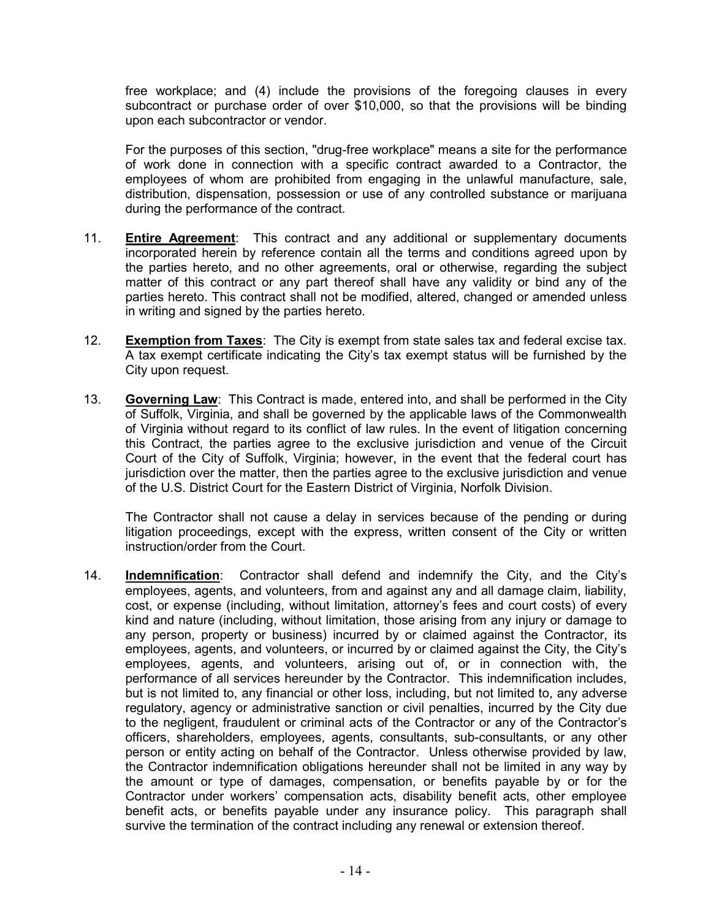free workplace; and (4) include the provisions of the foregoing clauses in every subcontract or purchase order of over $10,000, so that the provisions will be binding upon each subcontractor or vendor.

For the purposes of this section, "drug-free workplace" means a site for the performance of work done in connection with a specific contract awarded to a Contractor, the employees of whom are prohibited from engaging in the unlawful manufacture, sale, distribution, dispensation, possession or use of any controlled substance or marijuana during the performance of the contract.

11. **Entire Agreement**: This contract and any additional or supplementary documents incorporated herein by reference contain all the terms and conditions agreed upon by the parties hereto, and no other agreements, oral or otherwise, regarding the subject matter of this contract or any part thereof shall have any validity or bind any of the parties hereto. This contract shall not be modified, altered, changed or amended unless in writing and signed by the parties hereto.

12. **Exemption from Taxes**: The City is exempt from state sales tax and federal excise tax. A tax exempt certificate indicating the City's tax exempt status will be furnished by the City upon request.

13. **Governing Law**: This Contract is made, entered into, and shall be performed in the City of Suffolk, Virginia, and shall be governed by the applicable laws of the Commonwealth of Virginia without regard to its conflict of law rules. In the event of litigation concerning this Contract, the parties agree to the exclusive jurisdiction and venue of the Circuit Court of the City of Suffolk, Virginia; however, in the event that the federal court has jurisdiction over the matter, then the parties agree to the exclusive jurisdiction and venue of the U.S. District Court for the Eastern District of Virginia, Norfolk Division.

    The Contractor shall not cause a delay in services because of the pending or during litigation proceedings, except with the express, written consent of the City or written instruction/order from the Court.

14. **Indemnification**: Contractor shall defend and indemnify the City, and the City's employees, agents, and volunteers, from and against any and all damage claim, liability, cost, or expense (including, without limitation, attorney's fees and court costs) of every kind and nature (including, without limitation, those arising from any injury or damage to any person, property or business) incurred by or claimed against the Contractor, its employees, agents, and volunteers, or incurred by or claimed against the City, the City's employees, agents, and volunteers, arising out of, or in connection with, the performance of all services hereunder by the Contractor. This indemnification includes, but is not limited to, any financial or other loss, including, but not limited to, any adverse regulatory, agency or administrative sanction or civil penalties, incurred by the City due to the negligent, fraudulent or criminal acts of the Contractor or any of the Contractor's officers, shareholders, employees, agents, consultants, sub-consultants, or any other person or entity acting on behalf of the Contractor. Unless otherwise provided by law, the Contractor indemnification obligations hereunder shall not be limited in any way by the amount or type of damages, compensation, or benefits payable by or for the Contractor under workers' compensation acts, disability benefit acts, other employee benefit acts, or benefits payable under any insurance policy. This paragraph shall survive the termination of the contract including any renewal or extension thereof.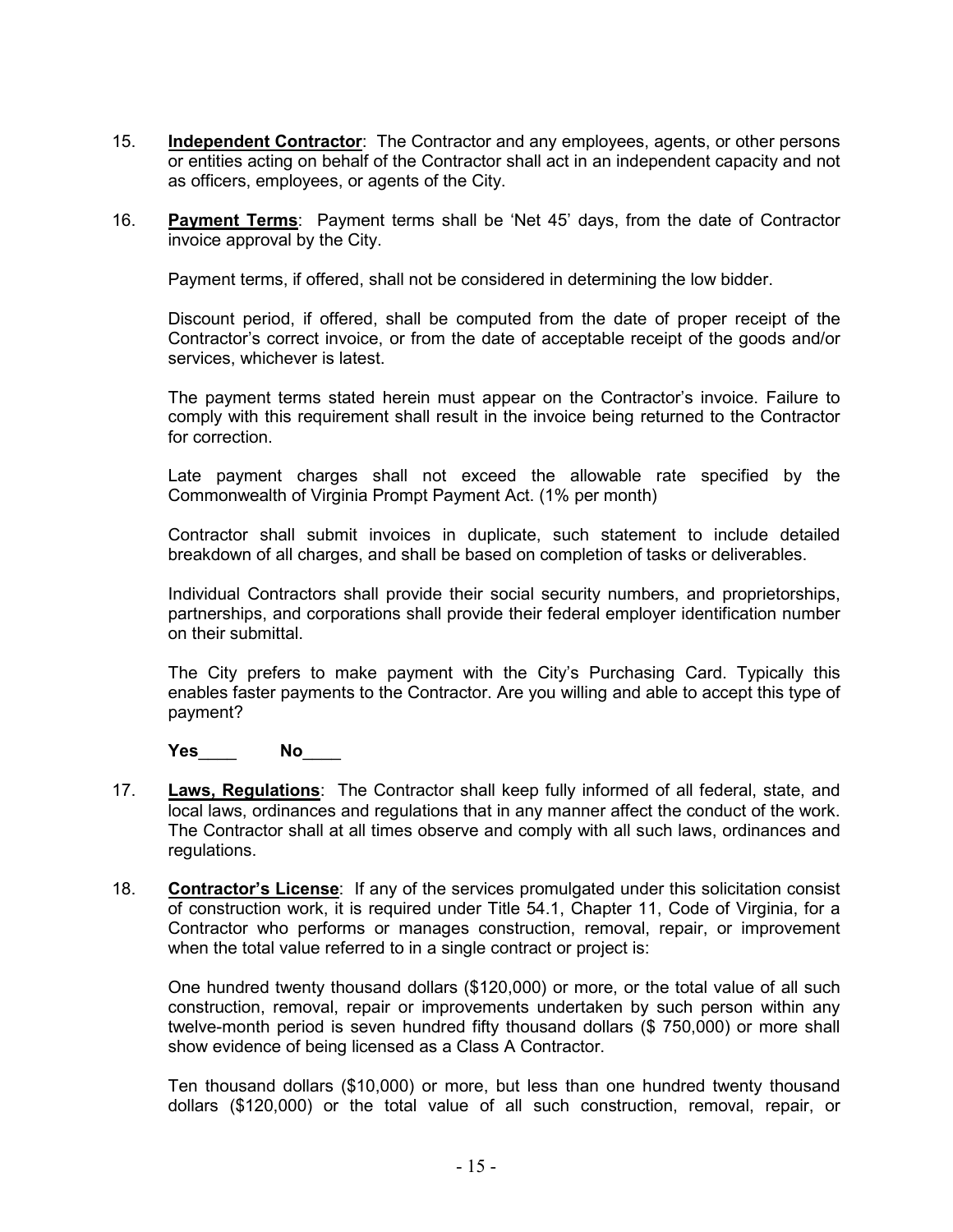15. **Independent Contractor**: The Contractor and any employees, agents, or other persons or entities acting on behalf of the Contractor shall act in an independent capacity and not as officers, employees, or agents of the City.

16. **Payment Terms**: Payment terms shall be 'Net 45' days, from the date of Contractor invoice approval by the City.

    Payment terms, if offered, shall not be considered in determining the low bidder.

    Discount period, if offered, shall be computed from the date of proper receipt of the Contractor's correct invoice, or from the date of acceptable receipt of the goods and/or services, whichever is latest.

    The payment terms stated herein must appear on the Contractor's invoice. Failure to comply with this requirement shall result in the invoice being returned to the Contractor for correction.

    Late payment charges shall not exceed the allowable rate specified by the Commonwealth of Virginia Prompt Payment Act. (1% per month)

    Contractor shall submit invoices in duplicate, such statement to include detailed breakdown of all charges, and shall be based on completion of tasks or deliverables.

    Individual Contractors shall provide their social security numbers, and proprietorships, partnerships, and corporations shall provide their federal employer identification number on their submittal.

    The City prefers to make payment with the City's Purchasing Card. Typically this enables faster payments to the Contractor. Are you willing and able to accept this type of payment?

    **Yes____ No____**

17. **Laws, Regulations**: The Contractor shall keep fully informed of all federal, state, and local laws, ordinances and regulations that in any manner affect the conduct of the work. The Contractor shall at all times observe and comply with all such laws, ordinances and regulations.

18. **Contractor's License**: If any of the services promulgated under this solicitation consist of construction work, it is required under Title 54.1, Chapter 11, Code of Virginia, for a Contractor who performs or manages construction, removal, repair, or improvement when the total value referred to in a single contract or project is:

    One hundred twenty thousand dollars ($120,000) or more, or the total value of all such construction, removal, repair or improvements undertaken by such person within any twelve-month period is seven hundred fifty thousand dollars ($ 750,000) or more shall show evidence of being licensed as a Class A Contractor.

    Ten thousand dollars ($10,000) or more, but less than one hundred twenty thousand dollars ($120,000) or the total value of all such construction, removal, repair, or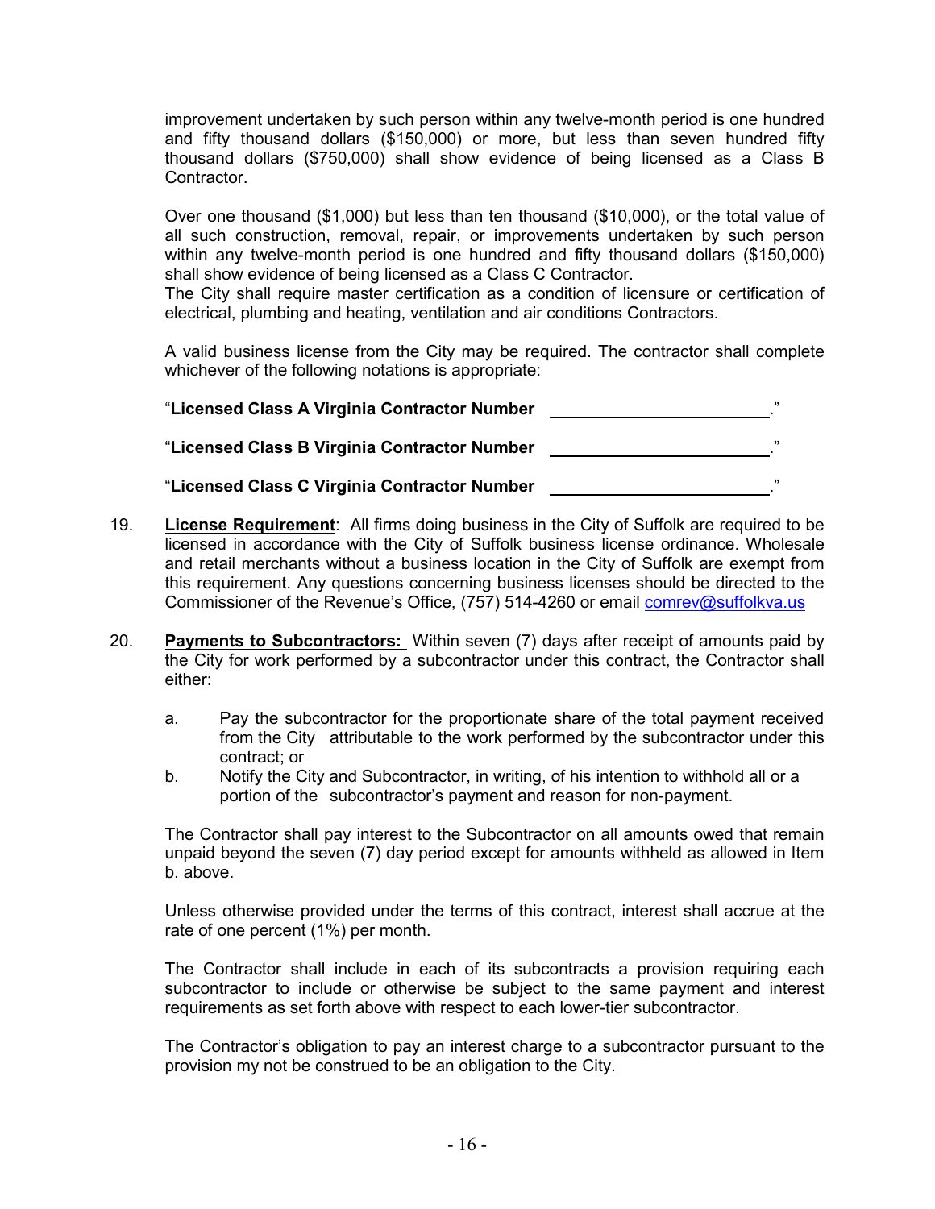improvement undertaken by such person within any twelve-month period is one hundred and fifty thousand dollars ($150,000) or more, but less than seven hundred fifty thousand dollars ($750,000) shall show evidence of being licensed as a Class B Contractor.

Over one thousand ($1,000) but less than ten thousand ($10,000), or the total value of all such construction, removal, repair, or improvements undertaken by such person within any twelve-month period is one hundred and fifty thousand dollars ($150,000) shall show evidence of being licensed as a Class C Contractor.
The City shall require master certification as a condition of licensure or certification of electrical, plumbing and heating, ventilation and air conditions Contractors.

A valid business license from the City may be required. The contractor shall complete whichever of the following notations is appropriate:

"**Licensed Class A Virginia Contractor Number** ________________________."

"**Licensed Class B Virginia Contractor Number** ________________________."

"**Licensed Class C Virginia Contractor Number** ________________________."

19. **License Requirement**: All firms doing business in the City of Suffolk are required to be licensed in accordance with the City of Suffolk business license ordinance. Wholesale and retail merchants without a business location in the City of Suffolk are exempt from this requirement. Any questions concerning business licenses should be directed to the Commissioner of the Revenue's Office, (757) 514-4260 or email comrev@suffolkva.us

20. **Payments to Subcontractors:** Within seven (7) days after receipt of amounts paid by the City for work performed by a subcontractor under this contract, the Contractor shall either:

    a. Pay the subcontractor for the proportionate share of the total payment received from the City attributable to the work performed by the subcontractor under this contract; or
    b. Notify the City and Subcontractor, in writing, of his intention to withhold all or a portion of the subcontractor's payment and reason for non-payment.

    The Contractor shall pay interest to the Subcontractor on all amounts owed that remain unpaid beyond the seven (7) day period except for amounts withheld as allowed in Item b. above.

    Unless otherwise provided under the terms of this contract, interest shall accrue at the rate of one percent (1%) per month.

    The Contractor shall include in each of its subcontracts a provision requiring each subcontractor to include or otherwise be subject to the same payment and interest requirements as set forth above with respect to each lower-tier subcontractor.

    The Contractor's obligation to pay an interest charge to a subcontractor pursuant to the provision my not be construed to be an obligation to the City.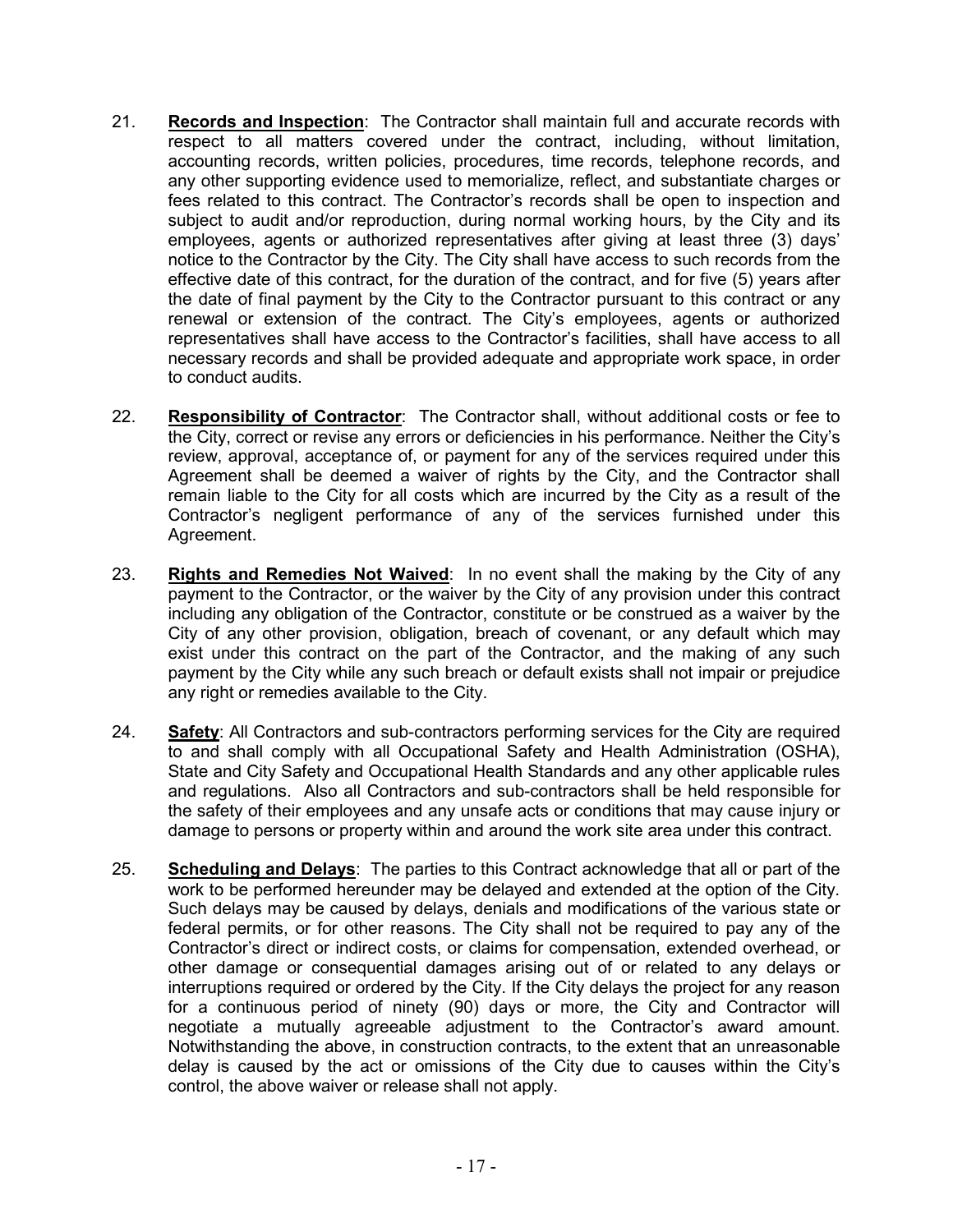21. **Records and Inspection**: The Contractor shall maintain full and accurate records with respect to all matters covered under the contract, including, without limitation, accounting records, written policies, procedures, time records, telephone records, and any other supporting evidence used to memorialize, reflect, and substantiate charges or fees related to this contract. The Contractor's records shall be open to inspection and subject to audit and/or reproduction, during normal working hours, by the City and its employees, agents or authorized representatives after giving at least three (3) days' notice to the Contractor by the City. The City shall have access to such records from the effective date of this contract, for the duration of the contract, and for five (5) years after the date of final payment by the City to the Contractor pursuant to this contract or any renewal or extension of the contract. The City's employees, agents or authorized representatives shall have access to the Contractor's facilities, shall have access to all necessary records and shall be provided adequate and appropriate work space, in order to conduct audits.

22. **Responsibility of Contractor**: The Contractor shall, without additional costs or fee to the City, correct or revise any errors or deficiencies in his performance. Neither the City's review, approval, acceptance of, or payment for any of the services required under this Agreement shall be deemed a waiver of rights by the City, and the Contractor shall remain liable to the City for all costs which are incurred by the City as a result of the Contractor's negligent performance of any of the services furnished under this Agreement.

23. **Rights and Remedies Not Waived**: In no event shall the making by the City of any payment to the Contractor, or the waiver by the City of any provision under this contract including any obligation of the Contractor, constitute or be construed as a waiver by the City of any other provision, obligation, breach of covenant, or any default which may exist under this contract on the part of the Contractor, and the making of any such payment by the City while any such breach or default exists shall not impair or prejudice any right or remedies available to the City.

24. **Safety**: All Contractors and sub-contractors performing services for the City are required to and shall comply with all Occupational Safety and Health Administration (OSHA), State and City Safety and Occupational Health Standards and any other applicable rules and regulations. Also all Contractors and sub-contractors shall be held responsible for the safety of their employees and any unsafe acts or conditions that may cause injury or damage to persons or property within and around the work site area under this contract.

25. **Scheduling and Delays**: The parties to this Contract acknowledge that all or part of the work to be performed hereunder may be delayed and extended at the option of the City. Such delays may be caused by delays, denials and modifications of the various state or federal permits, or for other reasons. The City shall not be required to pay any of the Contractor's direct or indirect costs, or claims for compensation, extended overhead, or other damage or consequential damages arising out of or related to any delays or interruptions required or ordered by the City. If the City delays the project for any reason for a continuous period of ninety (90) days or more, the City and Contractor will negotiate a mutually agreeable adjustment to the Contractor's award amount. Notwithstanding the above, in construction contracts, to the extent that an unreasonable delay is caused by the act or omissions of the City due to causes within the City's control, the above waiver or release shall not apply.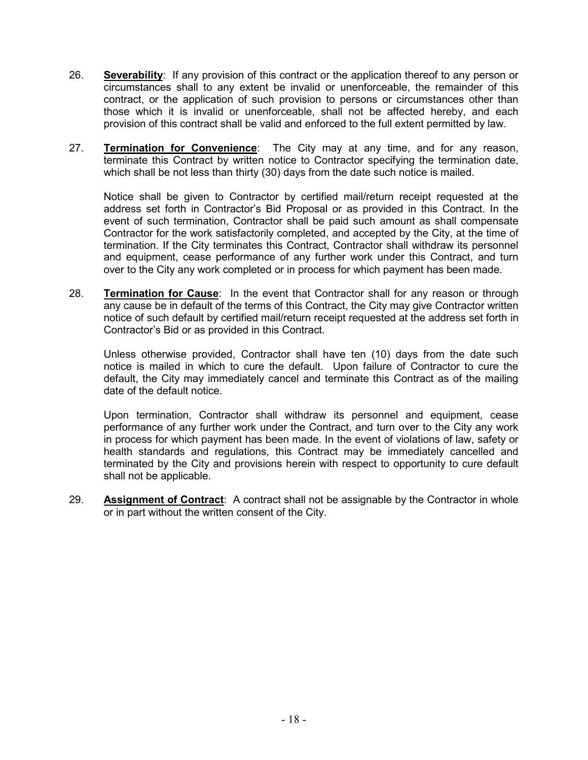26. **Severability**: If any provision of this contract or the application thereof to any person or circumstances shall to any extent be invalid or unenforceable, the remainder of this contract, or the application of such provision to persons or circumstances other than those which it is invalid or unenforceable, shall not be affected hereby, and each provision of this contract shall be valid and enforced to the full extent permitted by law.

27. **Termination for Convenience**: The City may at any time, and for any reason, terminate this Contract by written notice to Contractor specifying the termination date, which shall be not less than thirty (30) days from the date such notice is mailed.

    Notice shall be given to Contractor by certified mail/return receipt requested at the address set forth in Contractor's Bid Proposal or as provided in this Contract. In the event of such termination, Contractor shall be paid such amount as shall compensate Contractor for the work satisfactorily completed, and accepted by the City, at the time of termination. If the City terminates this Contract, Contractor shall withdraw its personnel and equipment, cease performance of any further work under this Contract, and turn over to the City any work completed or in process for which payment has been made.

28. **Termination for Cause**: In the event that Contractor shall for any reason or through any cause be in default of the terms of this Contract, the City may give Contractor written notice of such default by certified mail/return receipt requested at the address set forth in Contractor's Bid or as provided in this Contract.

    Unless otherwise provided, Contractor shall have ten (10) days from the date such notice is mailed in which to cure the default. Upon failure of Contractor to cure the default, the City may immediately cancel and terminate this Contract as of the mailing date of the default notice.

    Upon termination, Contractor shall withdraw its personnel and equipment, cease performance of any further work under the Contract, and turn over to the City any work in process for which payment has been made. In the event of violations of law, safety or health standards and regulations, this Contract may be immediately cancelled and terminated by the City and provisions herein with respect to opportunity to cure default shall not be applicable.

29. **Assignment of Contract**: A contract shall not be assignable by the Contractor in whole or in part without the written consent of the City.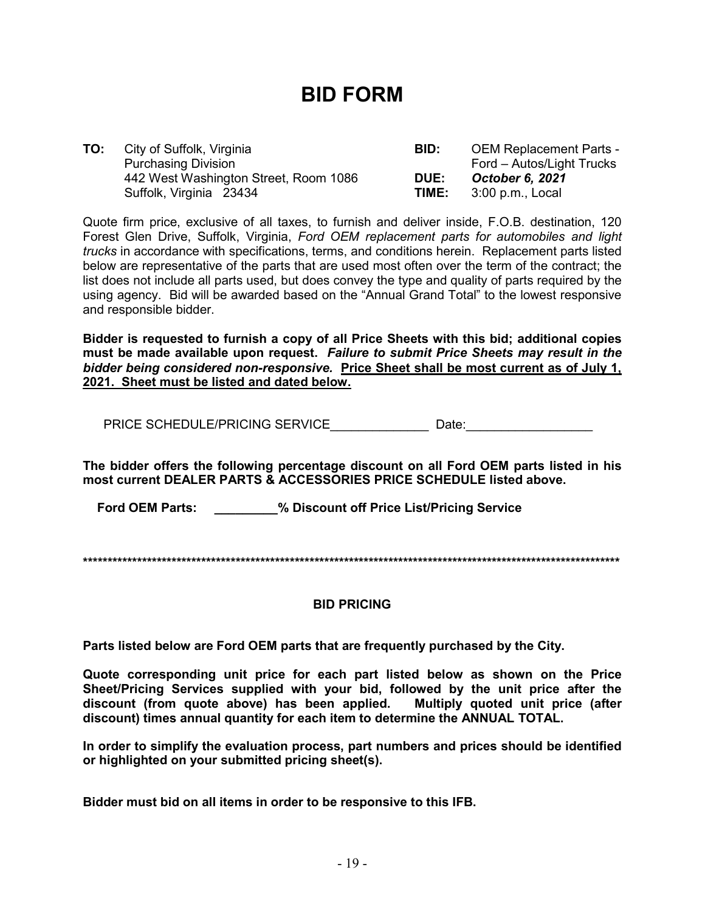# BID FORM

| | | | |
|---|---|---|---|
| **TO:** | City of Suffolk, Virginia<br>Purchasing Division<br>442 West Washington Street, Room 1086<br>Suffolk, Virginia 23434 | **BID:**<br><br>**DUE:**<br>**TIME:** | OEM Replacement Parts - Ford – Autos/Light Trucks<br>***October 6, 2021***<br>3:00 p.m., Local |

Quote firm price, exclusive of all taxes, to furnish and deliver inside, F.O.B. destination, 120 Forest Glen Drive, Suffolk, Virginia, *Ford OEM replacement parts for automobiles and light trucks* in accordance with specifications, terms, and conditions herein. Replacement parts listed below are representative of the parts that are used most often over the term of the contract; the list does not include all parts used, but does convey the type and quality of parts required by the using agency. Bid will be awarded based on the "Annual Grand Total" to the lowest responsive and responsible bidder.

**Bidder is requested to furnish a copy of all Price Sheets with this bid; additional copies must be made available upon request. *Failure to submit Price Sheets may result in the bidder being considered non-responsive.* <u>Price Sheet shall be most current as of July 1, 2021. Sheet must be listed and dated below.</u>**

PRICE SCHEDULE/PRICING SERVICE______________ Date:__________________

**The bidder offers the following percentage discount on all Ford OEM parts listed in his most current DEALER PARTS & ACCESSORIES PRICE SCHEDULE listed above.**

**Ford OEM Parts: _________% Discount off Price List/Pricing Service**

***************************************************************************************************************

**BID PRICING**

**Parts listed below are Ford OEM parts that are frequently purchased by the City.**

**Quote corresponding unit price for each part listed below as shown on the Price Sheet/Pricing Services supplied with your bid, followed by the unit price after the discount (from quote above) has been applied. Multiply quoted unit price (after discount) times annual quantity for each item to determine the ANNUAL TOTAL.**

**In order to simplify the evaluation process, part numbers and prices should be identified or highlighted on your submitted pricing sheet(s).**

**Bidder must bid on all items in order to be responsive to this IFB.**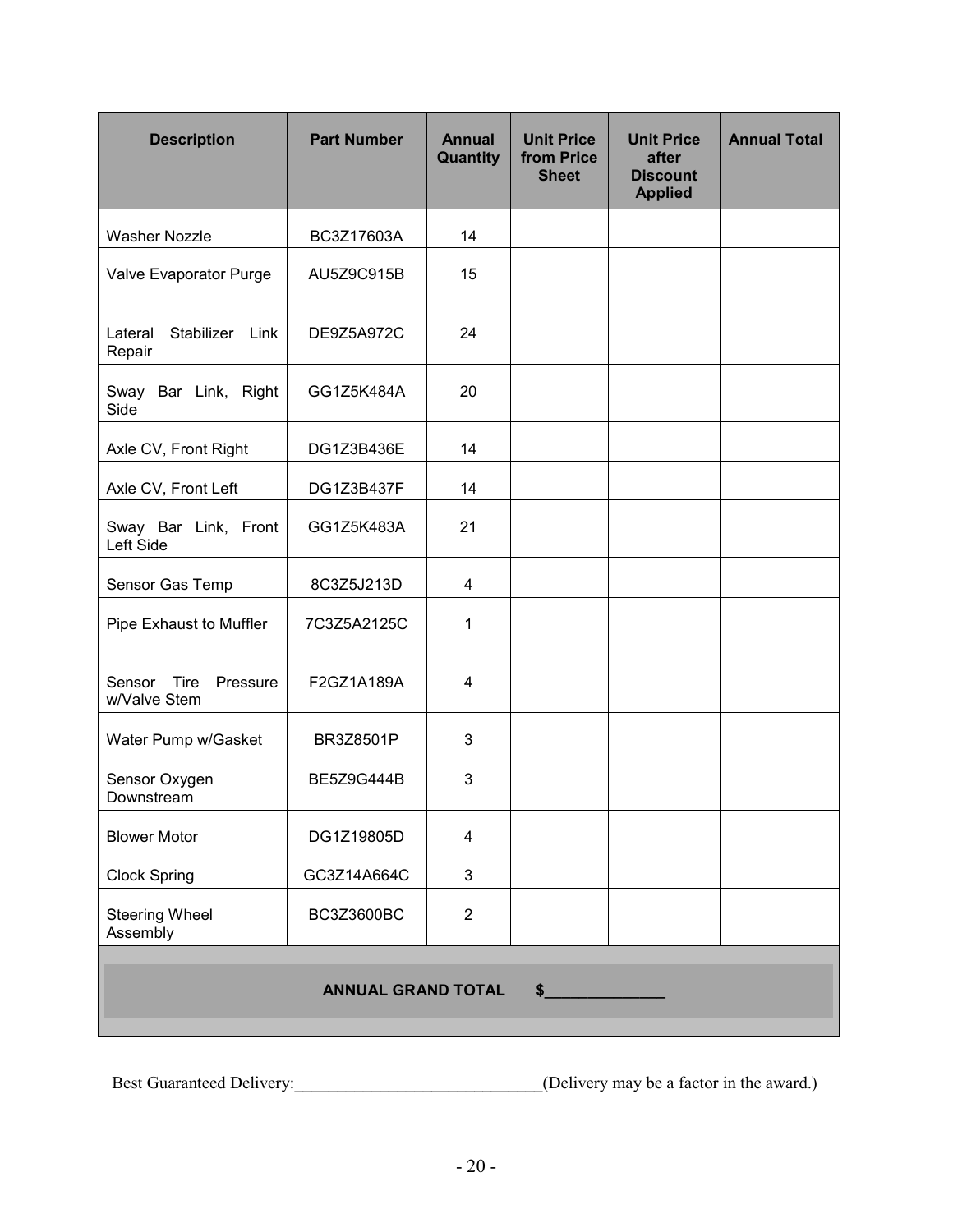| Description | Part Number | Annual Quantity | Unit Price from Price Sheet | Unit Price after Discount Applied | Annual Total |
|---|---|---|---|---|---|
| Washer Nozzle | BC3Z17603A | 14 | | | |
| Valve Evaporator Purge | AU5Z9C915B | 15 | | | |
| Lateral Stabilizer Link Repair | DE9Z5A972C | 24 | | | |
| Sway Bar Link, Right Side | GG1Z5K484A | 20 | | | |
| Axle CV, Front Right | DG1Z3B436E | 14 | | | |
| Axle CV, Front Left | DG1Z3B437F | 14 | | | |
| Sway Bar Link, Front Left Side | GG1Z5K483A | 21 | | | |
| Sensor Gas Temp | 8C3Z5J213D | 4 | | | |
| Pipe Exhaust to Muffler | 7C3Z5A2125C | 1 | | | |
| Sensor Tire Pressure w/Valve Stem | F2GZ1A189A | 4 | | | |
| Water Pump w/Gasket | BR3Z8501P | 3 | | | |
| Sensor Oxygen Downstream | BE5Z9G444B | 3 | | | |
| Blower Motor | DG1Z19805D | 4 | | | |
| Clock Spring | GC3Z14A664C | 3 | | | |
| Steering Wheel Assembly | BC3Z3600BC | 2 | | | |
| **ANNUAL GRAND TOTAL $______________** | | | | | |

Best Guaranteed Delivery:_____________________________(Delivery may be a factor in the award.)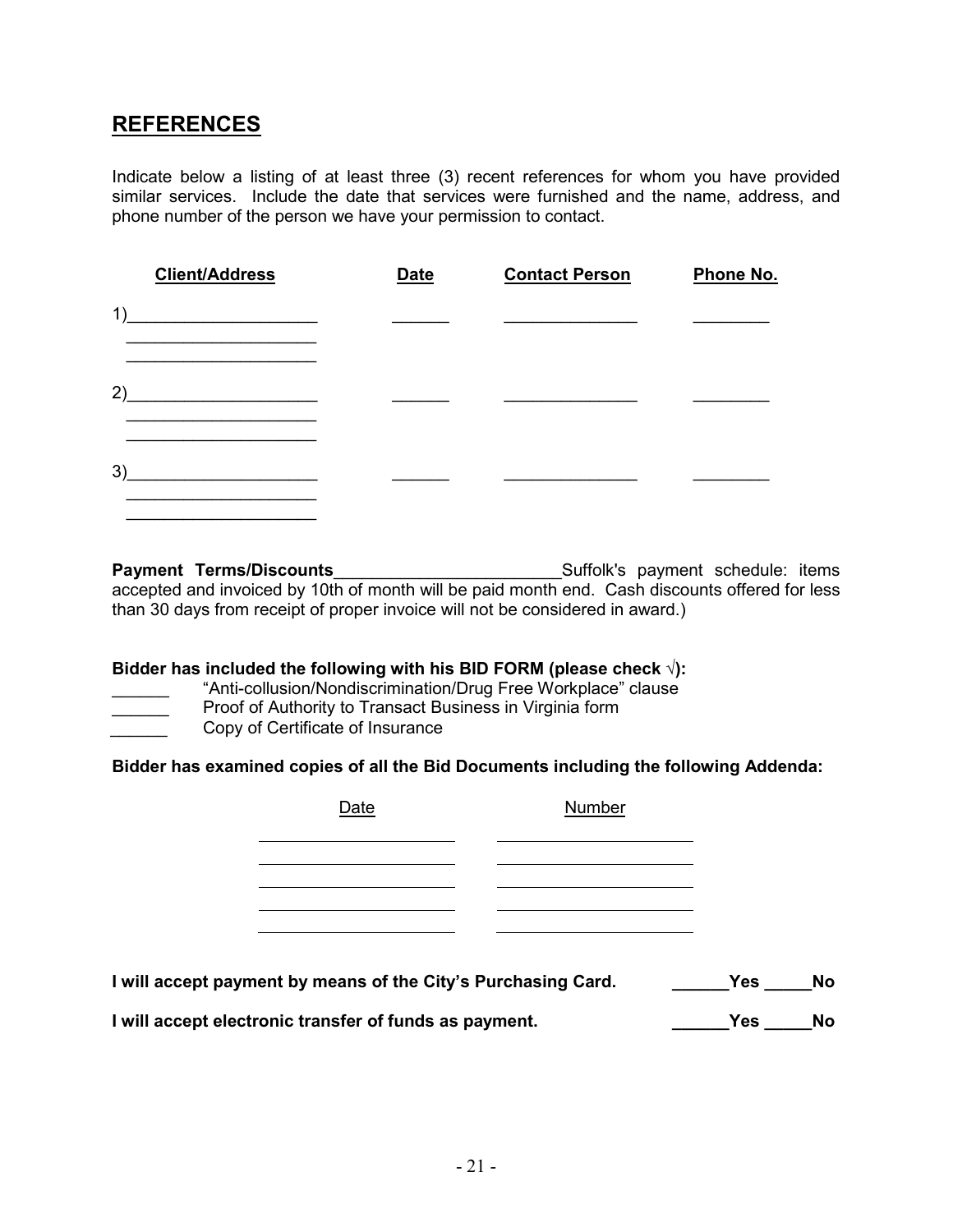## REFERENCES

Indicate below a listing of at least three (3) recent references for whom you have provided similar services. Include the date that services were furnished and the name, address, and phone number of the person we have your permission to contact.

| Client/Address | Date | Contact Person | Phone No. |
|---|---|---|---|
| 1)____________________ | ______ | ______________ | ________ |
| ____________________ | | | |
| ____________________ | | | |
| 2)____________________ | ______ | ______________ | ________ |
| ____________________ | | | |
| ____________________ | | | |
| 3)____________________ | ______ | ______________ | ________ |
| ____________________ | | | |
| ____________________ | | | |

**Payment Terms/Discounts**________________________Suffolk's payment schedule: items accepted and invoiced by 10th of month will be paid month end. Cash discounts offered for less than 30 days from receipt of proper invoice will not be considered in award.)

**Bidder has included the following with his BID FORM (please check √):**

______ "Anti-collusion/Nondiscrimination/Drug Free Workplace" clause
______ Proof of Authority to Transact Business in Virginia form
______ Copy of Certificate of Insurance

**Bidder has examined copies of all the Bid Documents including the following Addenda:**

| Date | Number |
|---|---|
| ____________________ | ____________________ |
| ____________________ | ____________________ |
| ____________________ | ____________________ |
| ____________________ | ____________________ |
| ____________________ | ____________________ |

**I will accept payment by means of the City's Purchasing Card.** ______**Yes** _____**No**

**I will accept electronic transfer of funds as payment.** ______**Yes** _____**No**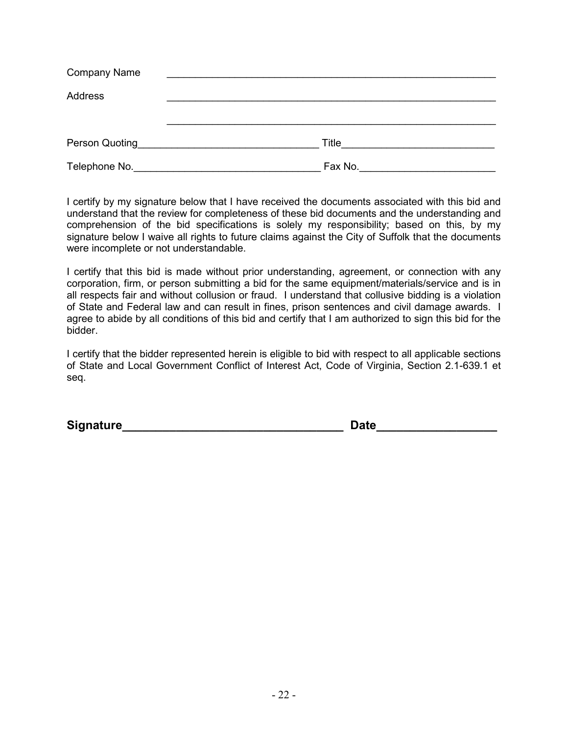Company Name \_\_\_\_\_\_\_\_\_\_\_\_\_\_\_\_\_\_\_\_\_\_\_\_\_\_\_\_\_\_\_\_\_\_\_\_\_\_\_\_\_\_\_\_\_\_\_\_\_\_\_\_\_\_\_\_\_\_\_\_

Address \_\_\_\_\_\_\_\_\_\_\_\_\_\_\_\_\_\_\_\_\_\_\_\_\_\_\_\_\_\_\_\_\_\_\_\_\_\_\_\_\_\_\_\_\_\_\_\_\_\_\_\_\_\_\_\_\_\_\_\_

\_\_\_\_\_\_\_\_\_\_\_\_\_\_\_\_\_\_\_\_\_\_\_\_\_\_\_\_\_\_\_\_\_\_\_\_\_\_\_\_\_\_\_\_\_\_\_\_\_\_\_\_\_\_\_\_\_\_\_\_

Person Quoting\_\_\_\_\_\_\_\_\_\_\_\_\_\_\_\_\_\_\_\_\_\_\_\_\_\_\_\_\_\_\_\_ Title\_\_\_\_\_\_\_\_\_\_\_\_\_\_\_\_\_\_\_\_\_\_\_\_\_\_\_

Telephone No.\_\_\_\_\_\_\_\_\_\_\_\_\_\_\_\_\_\_\_\_\_\_\_\_\_\_\_\_\_\_\_\_\_ Fax No.\_\_\_\_\_\_\_\_\_\_\_\_\_\_\_\_\_\_\_\_\_\_\_\_

I certify by my signature below that I have received the documents associated with this bid and understand that the review for completeness of these bid documents and the understanding and comprehension of the bid specifications is solely my responsibility; based on this, by my signature below I waive all rights to future claims against the City of Suffolk that the documents were incomplete or not understandable.

I certify that this bid is made without prior understanding, agreement, or connection with any corporation, firm, or person submitting a bid for the same equipment/materials/service and is in all respects fair and without collusion or fraud. I understand that collusive bidding is a violation of State and Federal law and can result in fines, prison sentences and civil damage awards. I agree to abide by all conditions of this bid and certify that I am authorized to sign this bid for the bidder.

I certify that the bidder represented herein is eligible to bid with respect to all applicable sections of State and Local Government Conflict of Interest Act, Code of Virginia, Section 2.1-639.1 et seq.

**Signature\_\_\_\_\_\_\_\_\_\_\_\_\_\_\_\_\_\_\_\_\_\_\_\_\_\_\_\_\_\_\_\_\_\_ Date\_\_\_\_\_\_\_\_\_\_\_\_\_\_\_\_\_\_**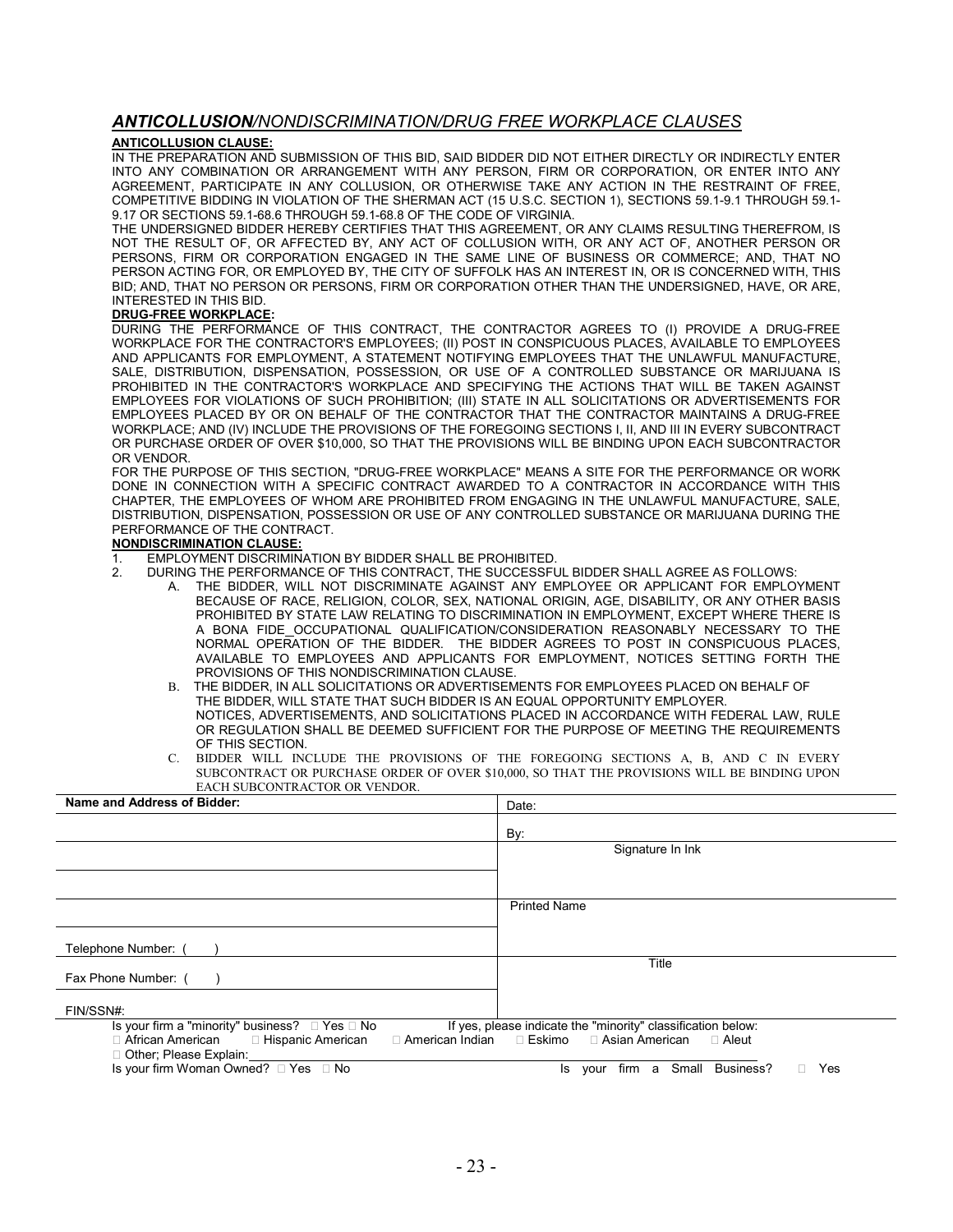## ***ANTICOLLUSION**/NONDISCRIMINATION/DRUG FREE WORKPLACE CLAUSES*

**ANTICOLLUSION CLAUSE:**

IN THE PREPARATION AND SUBMISSION OF THIS BID, SAID BIDDER DID NOT EITHER DIRECTLY OR INDIRECTLY ENTER INTO ANY COMBINATION OR ARRANGEMENT WITH ANY PERSON, FIRM OR CORPORATION, OR ENTER INTO ANY AGREEMENT, PARTICIPATE IN ANY COLLUSION, OR OTHERWISE TAKE ANY ACTION IN THE RESTRAINT OF FREE, COMPETITIVE BIDDING IN VIOLATION OF THE SHERMAN ACT (15 U.S.C. SECTION 1), SECTIONS 59.1-9.1 THROUGH 59.1-9.17 OR SECTIONS 59.1-68.6 THROUGH 59.1-68.8 OF THE CODE OF VIRGINIA.

THE UNDERSIGNED BIDDER HEREBY CERTIFIES THAT THIS AGREEMENT, OR ANY CLAIMS RESULTING THEREFROM, IS NOT THE RESULT OF, OR AFFECTED BY, ANY ACT OF COLLUSION WITH, OR ANY ACT OF, ANOTHER PERSON OR PERSONS, FIRM OR CORPORATION ENGAGED IN THE SAME LINE OF BUSINESS OR COMMERCE; AND, THAT NO PERSON ACTING FOR, OR EMPLOYED BY, THE CITY OF SUFFOLK HAS AN INTEREST IN, OR IS CONCERNED WITH, THIS BID; AND, THAT NO PERSON OR PERSONS, FIRM OR CORPORATION OTHER THAN THE UNDERSIGNED, HAVE, OR ARE, INTERESTED IN THIS BID.

**DRUG-FREE WORKPLACE:**

DURING THE PERFORMANCE OF THIS CONTRACT, THE CONTRACTOR AGREES TO (I) PROVIDE A DRUG-FREE WORKPLACE FOR THE CONTRACTOR'S EMPLOYEES; (II) POST IN CONSPICUOUS PLACES, AVAILABLE TO EMPLOYEES AND APPLICANTS FOR EMPLOYMENT, A STATEMENT NOTIFYING EMPLOYEES THAT THE UNLAWFUL MANUFACTURE, SALE, DISTRIBUTION, DISPENSATION, POSSESSION, OR USE OF A CONTROLLED SUBSTANCE OR MARIJUANA IS PROHIBITED IN THE CONTRACTOR'S WORKPLACE AND SPECIFYING THE ACTIONS THAT WILL BE TAKEN AGAINST EMPLOYEES FOR VIOLATIONS OF SUCH PROHIBITION; (III) STATE IN ALL SOLICITATIONS OR ADVERTISEMENTS FOR EMPLOYEES PLACED BY OR ON BEHALF OF THE CONTRACTOR THAT THE CONTRACTOR MAINTAINS A DRUG-FREE WORKPLACE; AND (IV) INCLUDE THE PROVISIONS OF THE FOREGOING SECTIONS I, II, AND III IN EVERY SUBCONTRACT OR PURCHASE ORDER OF OVER $10,000, SO THAT THE PROVISIONS WILL BE BINDING UPON EACH SUBCONTRACTOR OR VENDOR.

FOR THE PURPOSE OF THIS SECTION, "DRUG-FREE WORKPLACE" MEANS A SITE FOR THE PERFORMANCE OR WORK DONE IN CONNECTION WITH A SPECIFIC CONTRACT AWARDED TO A CONTRACTOR IN ACCORDANCE WITH THIS CHAPTER, THE EMPLOYEES OF WHOM ARE PROHIBITED FROM ENGAGING IN THE UNLAWFUL MANUFACTURE, SALE, DISTRIBUTION, DISPENSATION, POSSESSION OR USE OF ANY CONTROLLED SUBSTANCE OR MARIJUANA DURING THE PERFORMANCE OF THE CONTRACT.

**NONDISCRIMINATION CLAUSE:**

1. EMPLOYMENT DISCRIMINATION BY BIDDER SHALL BE PROHIBITED.
2. DURING THE PERFORMANCE OF THIS CONTRACT, THE SUCCESSFUL BIDDER SHALL AGREE AS FOLLOWS:
   A. THE BIDDER, WILL NOT DISCRIMINATE AGAINST ANY EMPLOYEE OR APPLICANT FOR EMPLOYMENT BECAUSE OF RACE, RELIGION, COLOR, SEX, NATIONAL ORIGIN, AGE, DISABILITY, OR ANY OTHER BASIS PROHIBITED BY STATE LAW RELATING TO DISCRIMINATION IN EMPLOYMENT, EXCEPT WHERE THERE IS A BONA FIDE_OCCUPATIONAL QUALIFICATION/CONSIDERATION REASONABLY NECESSARY TO THE NORMAL OPERATION OF THE BIDDER. THE BIDDER AGREES TO POST IN CONSPICUOUS PLACES, AVAILABLE TO EMPLOYEES AND APPLICANTS FOR EMPLOYMENT, NOTICES SETTING FORTH THE PROVISIONS OF THIS NONDISCRIMINATION CLAUSE.
   B. THE BIDDER, IN ALL SOLICITATIONS OR ADVERTISEMENTS FOR EMPLOYEES PLACED ON BEHALF OF THE BIDDER, WILL STATE THAT SUCH BIDDER IS AN EQUAL OPPORTUNITY EMPLOYER.
   NOTICES, ADVERTISEMENTS, AND SOLICITATIONS PLACED IN ACCORDANCE WITH FEDERAL LAW, RULE OR REGULATION SHALL BE DEEMED SUFFICIENT FOR THE PURPOSE OF MEETING THE REQUIREMENTS OF THIS SECTION.
   C. BIDDER WILL INCLUDE THE PROVISIONS OF THE FOREGOING SECTIONS A, B, AND C IN EVERY SUBCONTRACT OR PURCHASE ORDER OF OVER $10,000, SO THAT THE PROVISIONS WILL BE BINDING UPON EACH SUBCONTRACTOR OR VENDOR.

| **Name and Address of Bidder:** | Date: |
|---|---|
| | By: |
| | Signature In Ink |
| | |
| | Printed Name |
| Telephone Number: ( ) | |
| Fax Phone Number: ( ) | Title |
| FIN/SSN#: | |

Is your firm a "minority" business? ☐ Yes ☐ No    If yes, please indicate the "minority" classification below:

☐ African American ☐ Hispanic American ☐ American Indian ☐ Eskimo ☐ Asian American ☐ Aleut

☐ Other; Please Explain:\_\_\_\_\_\_\_\_\_\_\_\_\_\_\_\_\_\_\_\_\_\_\_\_\_\_\_\_\_\_\_\_\_\_\_\_\_\_\_\_

Is your firm Woman Owned? ☐ Yes ☐ No    Is your firm a Small Business? ☐ Yes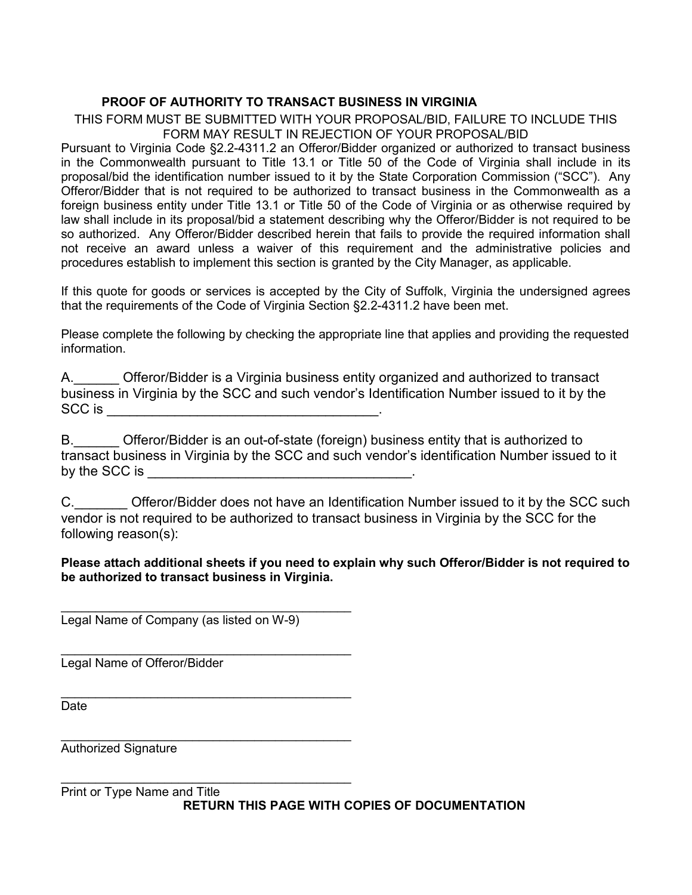## PROOF OF AUTHORITY TO TRANSACT BUSINESS IN VIRGINIA

THIS FORM MUST BE SUBMITTED WITH YOUR PROPOSAL/BID, FAILURE TO INCLUDE THIS FORM MAY RESULT IN REJECTION OF YOUR PROPOSAL/BID

Pursuant to Virginia Code §2.2-4311.2 an Offeror/Bidder organized or authorized to transact business in the Commonwealth pursuant to Title 13.1 or Title 50 of the Code of Virginia shall include in its proposal/bid the identification number issued to it by the State Corporation Commission ("SCC"). Any Offeror/Bidder that is not required to be authorized to transact business in the Commonwealth as a foreign business entity under Title 13.1 or Title 50 of the Code of Virginia or as otherwise required by law shall include in its proposal/bid a statement describing why the Offeror/Bidder is not required to be so authorized. Any Offeror/Bidder described herein that fails to provide the required information shall not receive an award unless a waiver of this requirement and the administrative policies and procedures establish to implement this section is granted by the City Manager, as applicable.

If this quote for goods or services is accepted by the City of Suffolk, Virginia the undersigned agrees that the requirements of the Code of Virginia Section §2.2-4311.2 have been met.

Please complete the following by checking the appropriate line that applies and providing the requested information.

A.______ Offeror/Bidder is a Virginia business entity organized and authorized to transact business in Virginia by the SCC and such vendor's Identification Number issued to it by the SCC is ____________________________________.

B.______ Offeror/Bidder is an out-of-state (foreign) business entity that is authorized to transact business in Virginia by the SCC and such vendor's identification Number issued to it by the SCC is ___________________________________.

C._______ Offeror/Bidder does not have an Identification Number issued to it by the SCC such vendor is not required to be authorized to transact business in Virginia by the SCC for the following reason(s):

**Please attach additional sheets if you need to explain why such Offeror/Bidder is not required to be authorized to transact business in Virginia.**

_________________________________________
Legal Name of Company (as listed on W-9)

_________________________________________
Legal Name of Offeror/Bidder

_________________________________________
Date

_________________________________________
Authorized Signature

_________________________________________
Print or Type Name and Title

**RETURN THIS PAGE WITH COPIES OF DOCUMENTATION**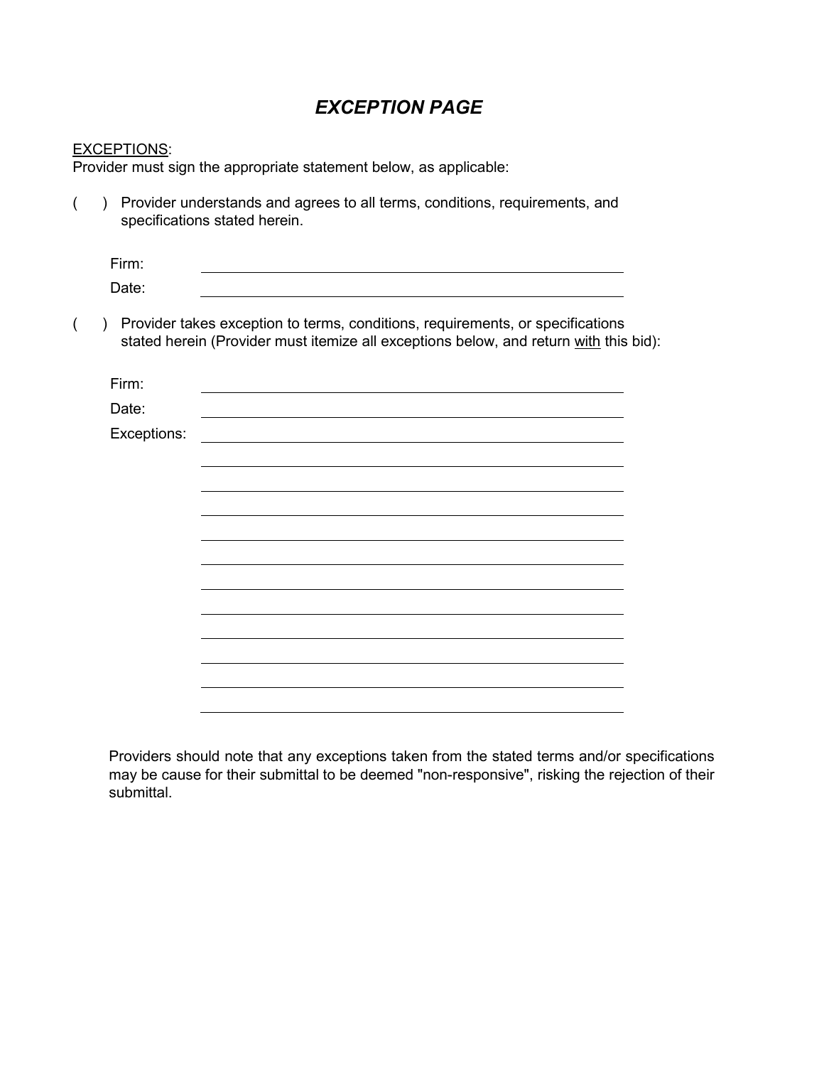# *EXCEPTION PAGE*

EXCEPTIONS:
Provider must sign the appropriate statement below, as applicable:

(   ) Provider understands and agrees to all terms, conditions, requirements, and specifications stated herein.

Firm: ______________________________________________

Date: ______________________________________________

(   ) Provider takes exception to terms, conditions, requirements, or specifications stated herein (Provider must itemize all exceptions below, and return with this bid):

Firm: ______________________________________________

Date: ______________________________________________

Exceptions: ______________________________________________

______________________________________________

______________________________________________

______________________________________________

______________________________________________

______________________________________________

______________________________________________

______________________________________________

______________________________________________

______________________________________________

______________________________________________

______________________________________________

Providers should note that any exceptions taken from the stated terms and/or specifications may be cause for their submittal to be deemed "non-responsive", risking the rejection of their submittal.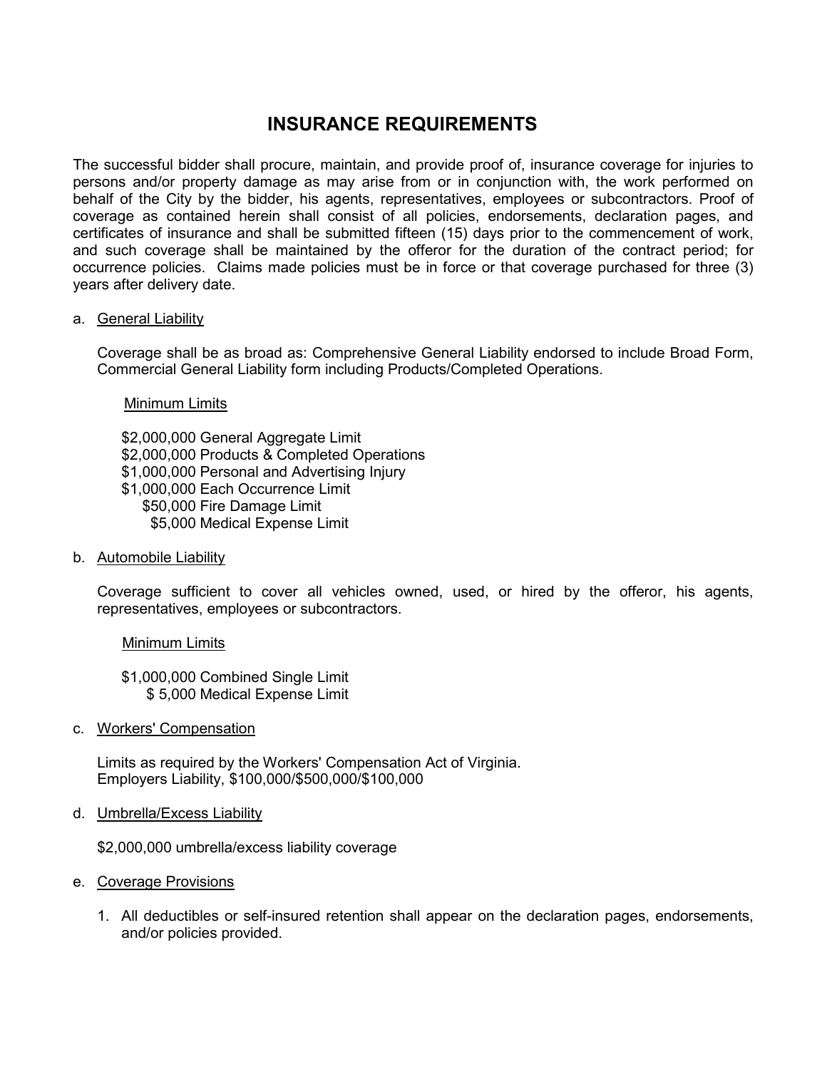# INSURANCE REQUIREMENTS

The successful bidder shall procure, maintain, and provide proof of, insurance coverage for injuries to persons and/or property damage as may arise from or in conjunction with, the work performed on behalf of the City by the bidder, his agents, representatives, employees or subcontractors. Proof of coverage as contained herein shall consist of all policies, endorsements, declaration pages, and certificates of insurance and shall be submitted fifteen (15) days prior to the commencement of work, and such coverage shall be maintained by the offeror for the duration of the contract period; for occurrence policies. Claims made policies must be in force or that coverage purchased for three (3) years after delivery date.

a. General Liability

Coverage shall be as broad as: Comprehensive General Liability endorsed to include Broad Form, Commercial General Liability form including Products/Completed Operations.

Minimum Limits

$2,000,000 General Aggregate Limit
$2,000,000 Products & Completed Operations
$1,000,000 Personal and Advertising Injury
$1,000,000 Each Occurrence Limit
$50,000 Fire Damage Limit
$5,000 Medical Expense Limit

b. Automobile Liability

Coverage sufficient to cover all vehicles owned, used, or hired by the offeror, his agents, representatives, employees or subcontractors.

Minimum Limits

$1,000,000 Combined Single Limit
$ 5,000 Medical Expense Limit

c. Workers' Compensation

Limits as required by the Workers' Compensation Act of Virginia.
Employers Liability, $100,000/$500,000/$100,000

d. Umbrella/Excess Liability

$2,000,000 umbrella/excess liability coverage

e. Coverage Provisions

1. All deductibles or self-insured retention shall appear on the declaration pages, endorsements, and/or policies provided.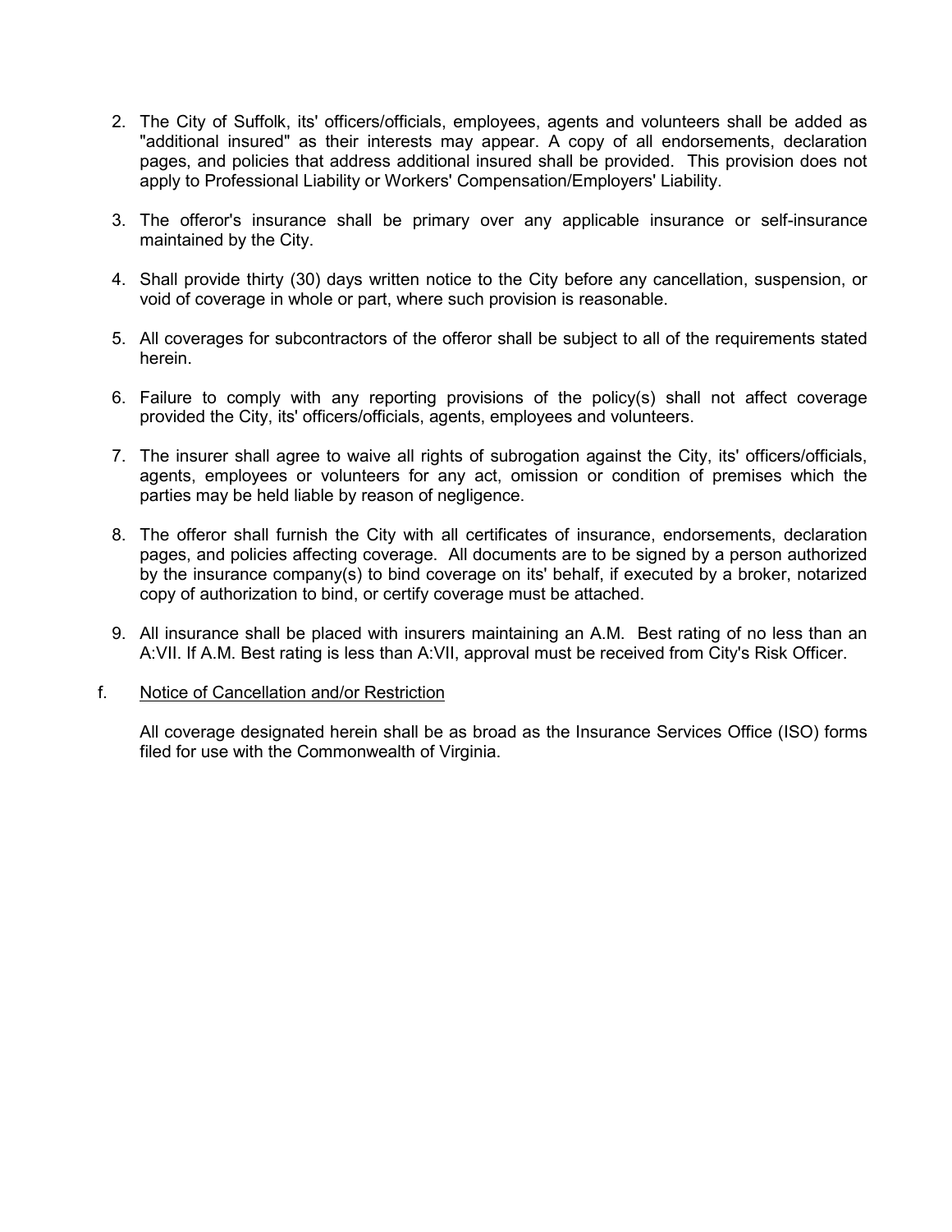2. The City of Suffolk, its' officers/officials, employees, agents and volunteers shall be added as "additional insured" as their interests may appear. A copy of all endorsements, declaration pages, and policies that address additional insured shall be provided. This provision does not apply to Professional Liability or Workers' Compensation/Employers' Liability.

3. The offeror's insurance shall be primary over any applicable insurance or self-insurance maintained by the City.

4. Shall provide thirty (30) days written notice to the City before any cancellation, suspension, or void of coverage in whole or part, where such provision is reasonable.

5. All coverages for subcontractors of the offeror shall be subject to all of the requirements stated herein.

6. Failure to comply with any reporting provisions of the policy(s) shall not affect coverage provided the City, its' officers/officials, agents, employees and volunteers.

7. The insurer shall agree to waive all rights of subrogation against the City, its' officers/officials, agents, employees or volunteers for any act, omission or condition of premises which the parties may be held liable by reason of negligence.

8. The offeror shall furnish the City with all certificates of insurance, endorsements, declaration pages, and policies affecting coverage. All documents are to be signed by a person authorized by the insurance company(s) to bind coverage on its' behalf, if executed by a broker, notarized copy of authorization to bind, or certify coverage must be attached.

9. All insurance shall be placed with insurers maintaining an A.M. Best rating of no less than an A:VII. If A.M. Best rating is less than A:VII, approval must be received from City's Risk Officer.

f. <u>Notice of Cancellation and/or Restriction</u>

All coverage designated herein shall be as broad as the Insurance Services Office (ISO) forms filed for use with the Commonwealth of Virginia.